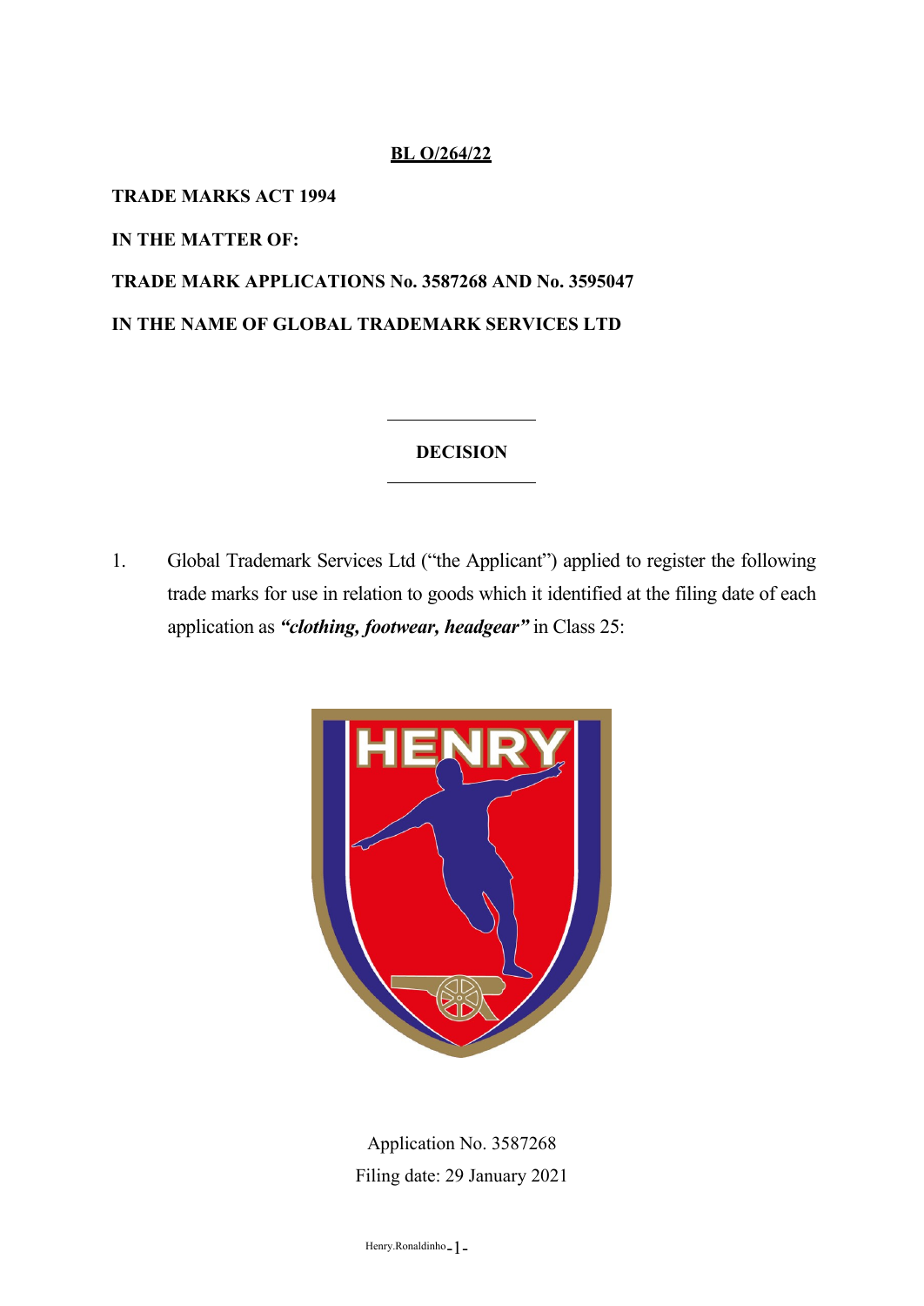**BL O/264/22**

**TRADE MARKS ACT 1994**

**IN THE MATTER OF:**

**TRADE MARK APPLICATIONS No. 3587268 AND No. 3595047**

**IN THE NAME OF GLOBAL TRADEMARK SERVICES LTD**

---

**DECISION**

---

1. Global Trademark Services Ltd ("the Applicant") applied to register the following trade marks for use in relation to goods which it identified at the filing date of each application as ***"clothing, footwear, headgear"*** in Class 25:

Application No. 3587268
Filing date: 29 January 2021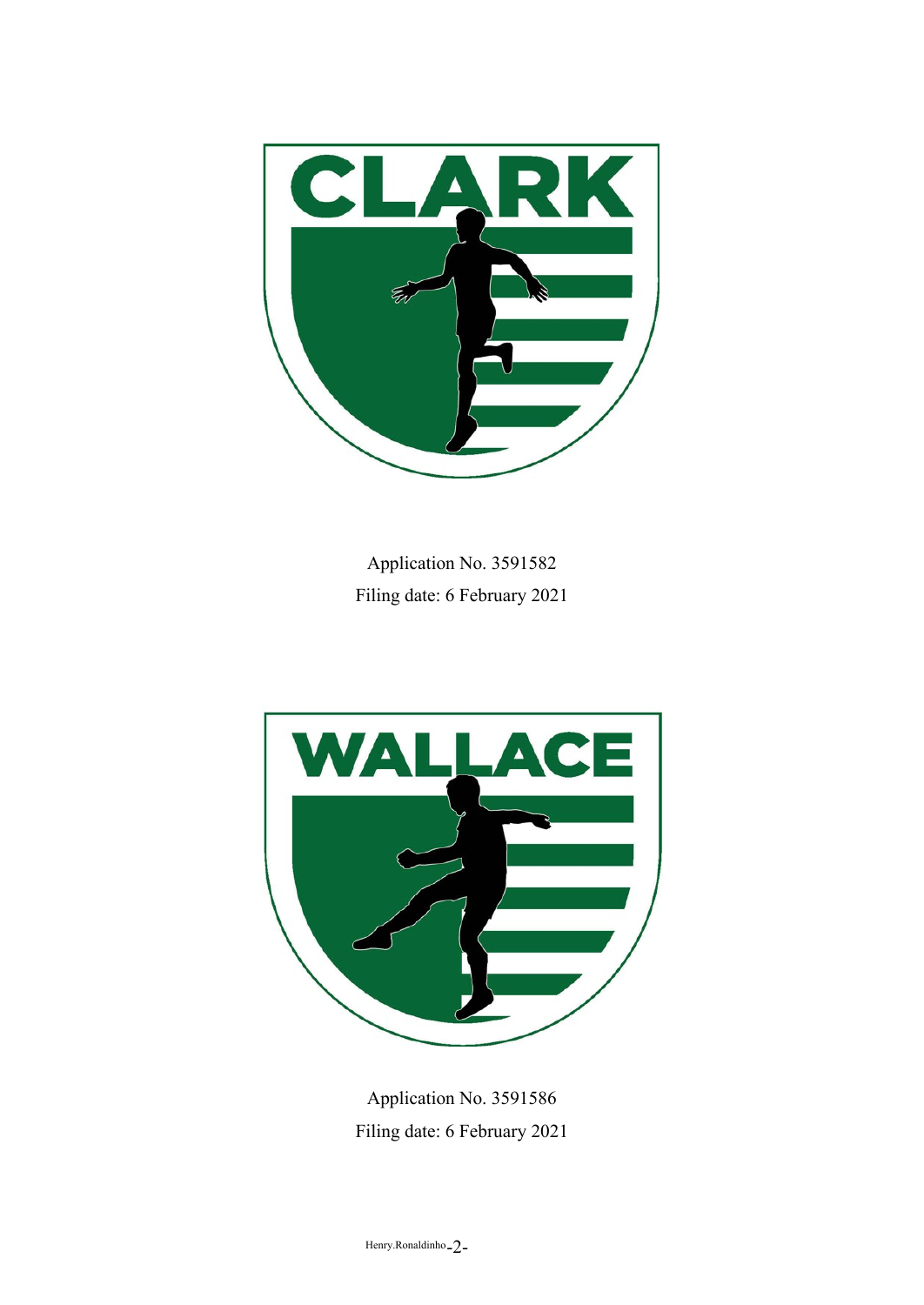CLARK

Application No. 3591582
Filing date: 6 February 2021

WALLACE

Application No. 3591586
Filing date: 6 February 2021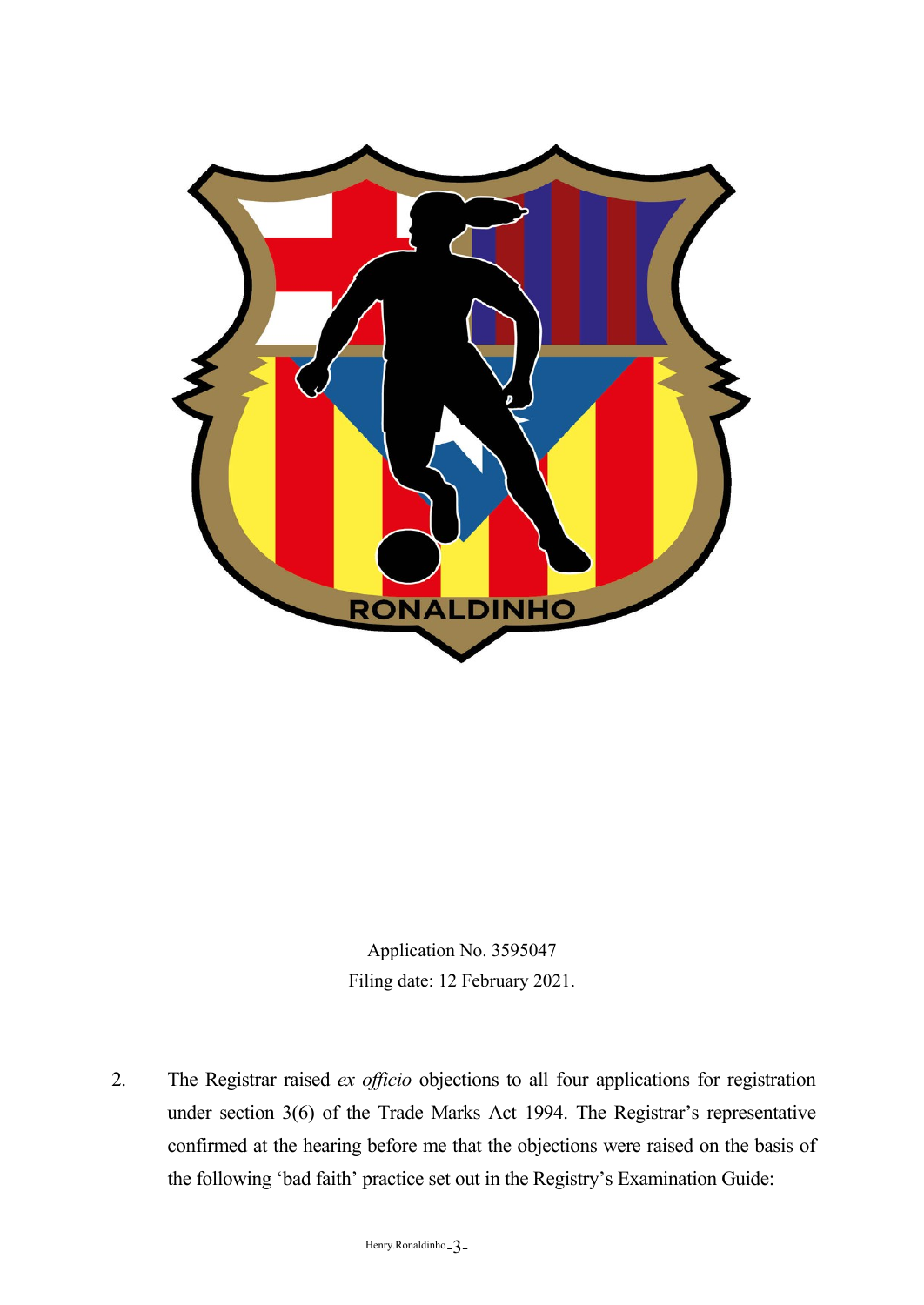RONALDINHO

Application No. 3595047
Filing date: 12 February 2021.

2. The Registrar raised *ex officio* objections to all four applications for registration under section 3(6) of the Trade Marks Act 1994. The Registrar's representative confirmed at the hearing before me that the objections were raised on the basis of the following 'bad faith' practice set out in the Registry's Examination Guide: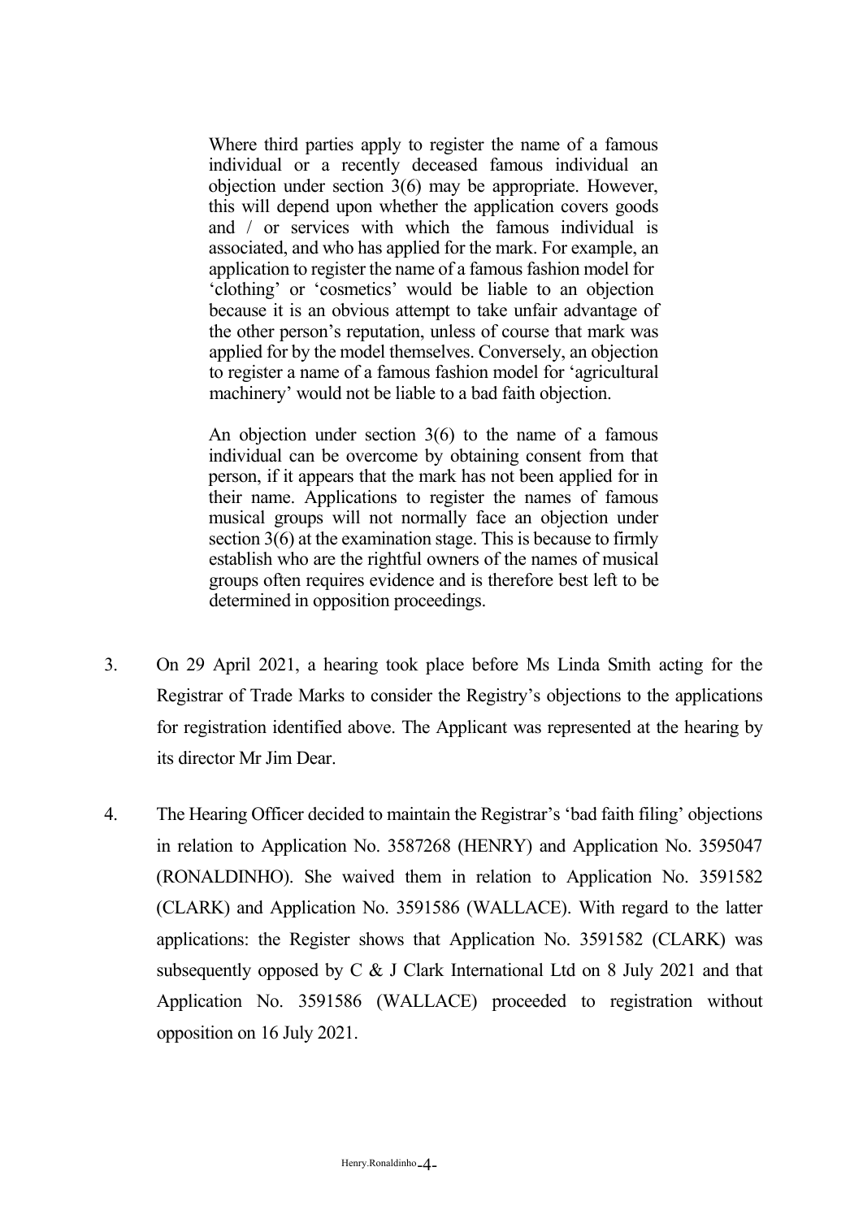> Where third parties apply to register the name of a famous individual or a recently deceased famous individual an objection under section 3(6) may be appropriate. However, this will depend upon whether the application covers goods and / or services with which the famous individual is associated, and who has applied for the mark. For example, an application to register the name of a famous fashion model for 'clothing' or 'cosmetics' would be liable to an objection because it is an obvious attempt to take unfair advantage of the other person's reputation, unless of course that mark was applied for by the model themselves. Conversely, an objection to register a name of a famous fashion model for 'agricultural machinery' would not be liable to a bad faith objection.
>
> An objection under section 3(6) to the name of a famous individual can be overcome by obtaining consent from that person, if it appears that the mark has not been applied for in their name. Applications to register the names of famous musical groups will not normally face an objection under section 3(6) at the examination stage. This is because to firmly establish who are the rightful owners of the names of musical groups often requires evidence and is therefore best left to be determined in opposition proceedings.

3. On 29 April 2021, a hearing took place before Ms Linda Smith acting for the Registrar of Trade Marks to consider the Registry's objections to the applications for registration identified above. The Applicant was represented at the hearing by its director Mr Jim Dear.

4. The Hearing Officer decided to maintain the Registrar's 'bad faith filing' objections in relation to Application No. 3587268 (HENRY) and Application No. 3595047 (RONALDINHO). She waived them in relation to Application No. 3591582 (CLARK) and Application No. 3591586 (WALLACE). With regard to the latter applications: the Register shows that Application No. 3591582 (CLARK) was subsequently opposed by C & J Clark International Ltd on 8 July 2021 and that Application No. 3591586 (WALLACE) proceeded to registration without opposition on 16 July 2021.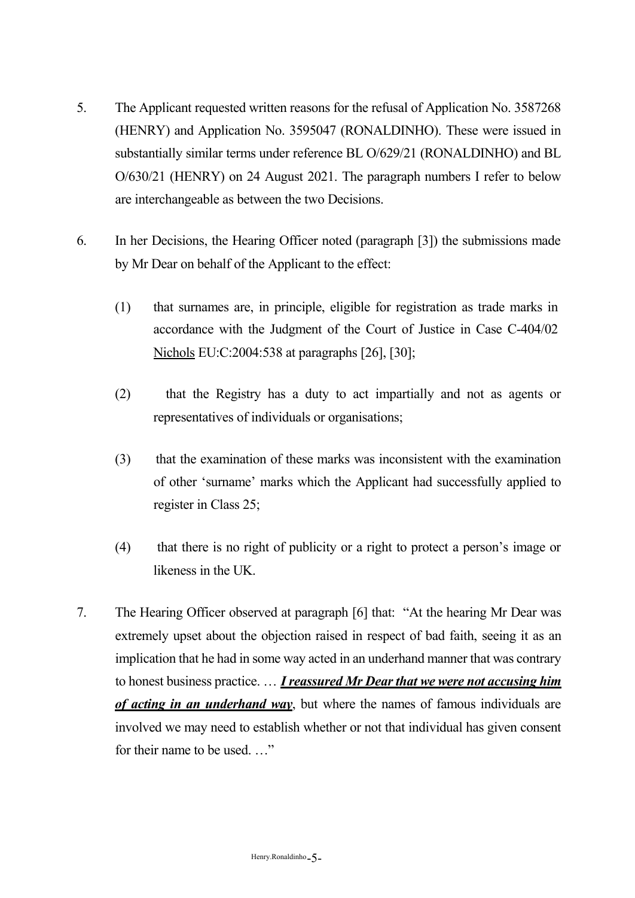5. The Applicant requested written reasons for the refusal of Application No. 3587268 (HENRY) and Application No. 3595047 (RONALDINHO). These were issued in substantially similar terms under reference BL O/629/21 (RONALDINHO) and BL O/630/21 (HENRY) on 24 August 2021. The paragraph numbers I refer to below are interchangeable as between the two Decisions.

6. In her Decisions, the Hearing Officer noted (paragraph [3]) the submissions made by Mr Dear on behalf of the Applicant to the effect:

   (1) that surnames are, in principle, eligible for registration as trade marks in accordance with the Judgment of the Court of Justice in Case C-404/02 <u>Nichols</u> EU:C:2004:538 at paragraphs [26], [30];

   (2) that the Registry has a duty to act impartially and not as agents or representatives of individuals or organisations;

   (3) that the examination of these marks was inconsistent with the examination of other 'surname' marks which the Applicant had successfully applied to register in Class 25;

   (4) that there is no right of publicity or a right to protect a person's image or likeness in the UK.

7. The Hearing Officer observed at paragraph [6] that: "At the hearing Mr Dear was extremely upset about the objection raised in respect of bad faith, seeing it as an implication that he had in some way acted in an underhand manner that was contrary to honest business practice. … <u>***I reassured Mr Dear that we were not accusing him of acting in an underhand way***</u>, but where the names of famous individuals are involved we may need to establish whether or not that individual has given consent for their name to be used. …"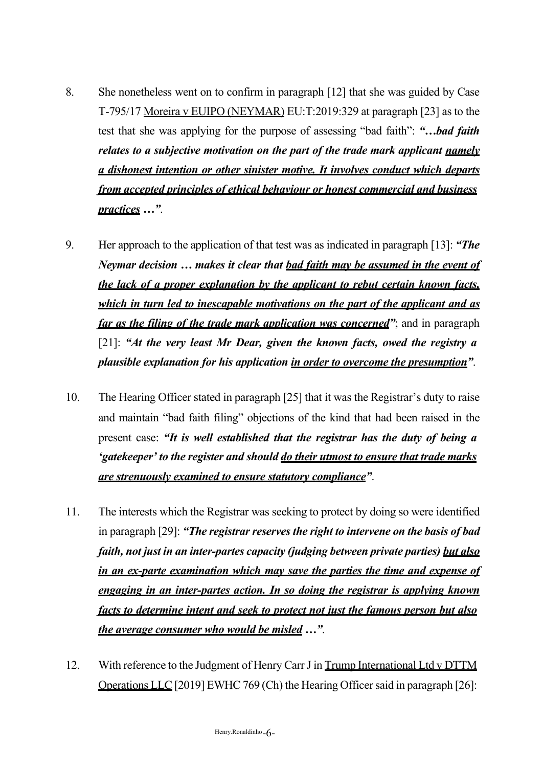8. She nonetheless went on to confirm in paragraph [12] that she was guided by Case T-795/17 <u>Moreira v EUIPO (NEYMAR)</u> EU:T:2019:329 at paragraph [23] as to the test that she was applying for the purpose of assessing "bad faith": ***"…bad faith relates to a subjective motivation on the part of the trade mark applicant <u>namely a dishonest intention or other sinister motive. It involves conduct which departs from accepted principles of ethical behaviour or honest commercial and business practices</u> …"***.

9. Her approach to the application of that test was as indicated in paragraph [13]: ***"The Neymar decision … makes it clear that <u>bad faith may be assumed in the event of the lack of a proper explanation by the applicant to rebut certain known facts, which in turn led to inescapable motivations on the part of the applicant and as far as the filing of the trade mark application was concerned</u>"***; and in paragraph [21]: ***"At the very least Mr Dear, given the known facts, owed the registry a plausible explanation for his application <u>in order to overcome the presumption</u>"***.

10. The Hearing Officer stated in paragraph [25] that it was the Registrar's duty to raise and maintain "bad faith filing" objections of the kind that had been raised in the present case: ***"It is well established that the registrar has the duty of being a 'gatekeeper' to the register and should <u>do their utmost to ensure that trade marks are strenuously examined to ensure statutory compliance</u>"***.

11. The interests which the Registrar was seeking to protect by doing so were identified in paragraph [29]: ***"The registrar reserves the right to intervene on the basis of bad faith, not just in an inter-partes capacity (judging between private parties) <u>but also in an ex-parte examination which may save the parties the time and expense of engaging in an inter-partes action. In so doing the registrar is applying known facts to determine intent and seek to protect not just the famous person but also the average consumer who would be misled</u> …"***.

12. With reference to the Judgment of Henry Carr J in <u>Trump International Ltd v DTTM Operations LLC</u> [2019] EWHC 769 (Ch) the Hearing Officer said in paragraph [26]: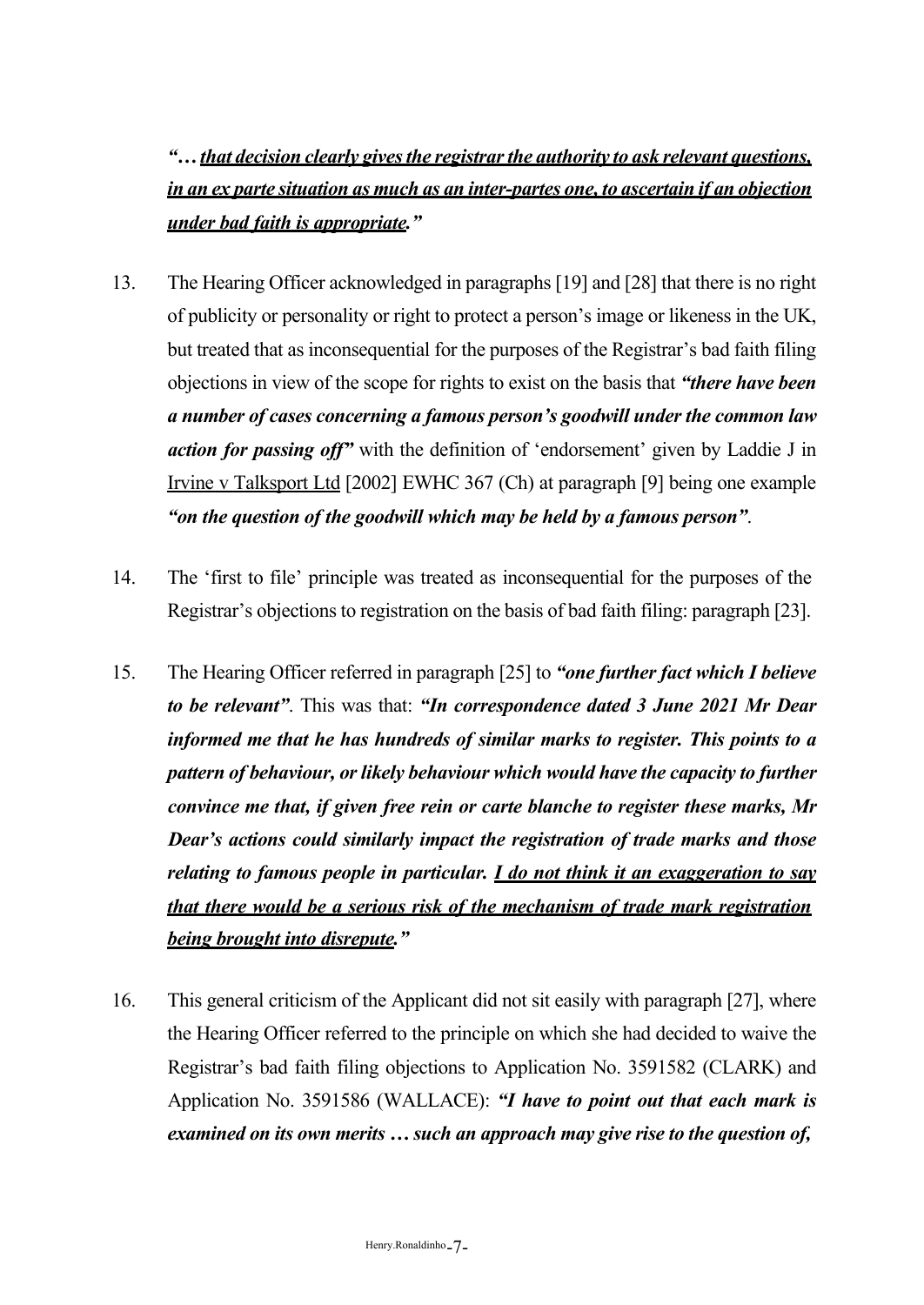***"… <u>that decision clearly gives the registrar the authority to ask relevant questions, in an ex parte situation as much as an inter-partes one, to ascertain if an objection under bad faith is appropriate</u>."***

13. The Hearing Officer acknowledged in paragraphs [19] and [28] that there is no right of publicity or personality or right to protect a person's image or likeness in the UK, but treated that as inconsequential for the purposes of the Registrar's bad faith filing objections in view of the scope for rights to exist on the basis that ***"there have been a number of cases concerning a famous person's goodwill under the common law action for passing off"*** with the definition of 'endorsement' given by Laddie J in <u>Irvine v Talksport Ltd</u> [2002] EWHC 367 (Ch) at paragraph [9] being one example ***"on the question of the goodwill which may be held by a famous person"***.

14. The 'first to file' principle was treated as inconsequential for the purposes of the Registrar's objections to registration on the basis of bad faith filing: paragraph [23].

15. The Hearing Officer referred in paragraph [25] to ***"one further fact which I believe to be relevant"***. This was that: ***"In correspondence dated 3 June 2021 Mr Dear informed me that he has hundreds of similar marks to register. This points to a pattern of behaviour, or likely behaviour which would have the capacity to further convince me that, if given free rein or carte blanche to register these marks, Mr Dear's actions could similarly impact the registration of trade marks and those relating to famous people in particular. <u>I do not think it an exaggeration to say that there would be a serious risk of the mechanism of trade mark registration being brought into disrepute</u>."***

16. This general criticism of the Applicant did not sit easily with paragraph [27], where the Hearing Officer referred to the principle on which she had decided to waive the Registrar's bad faith filing objections to Application No. 3591582 (CLARK) and Application No. 3591586 (WALLACE): ***"I have to point out that each mark is examined on its own merits … such an approach may give rise to the question of,***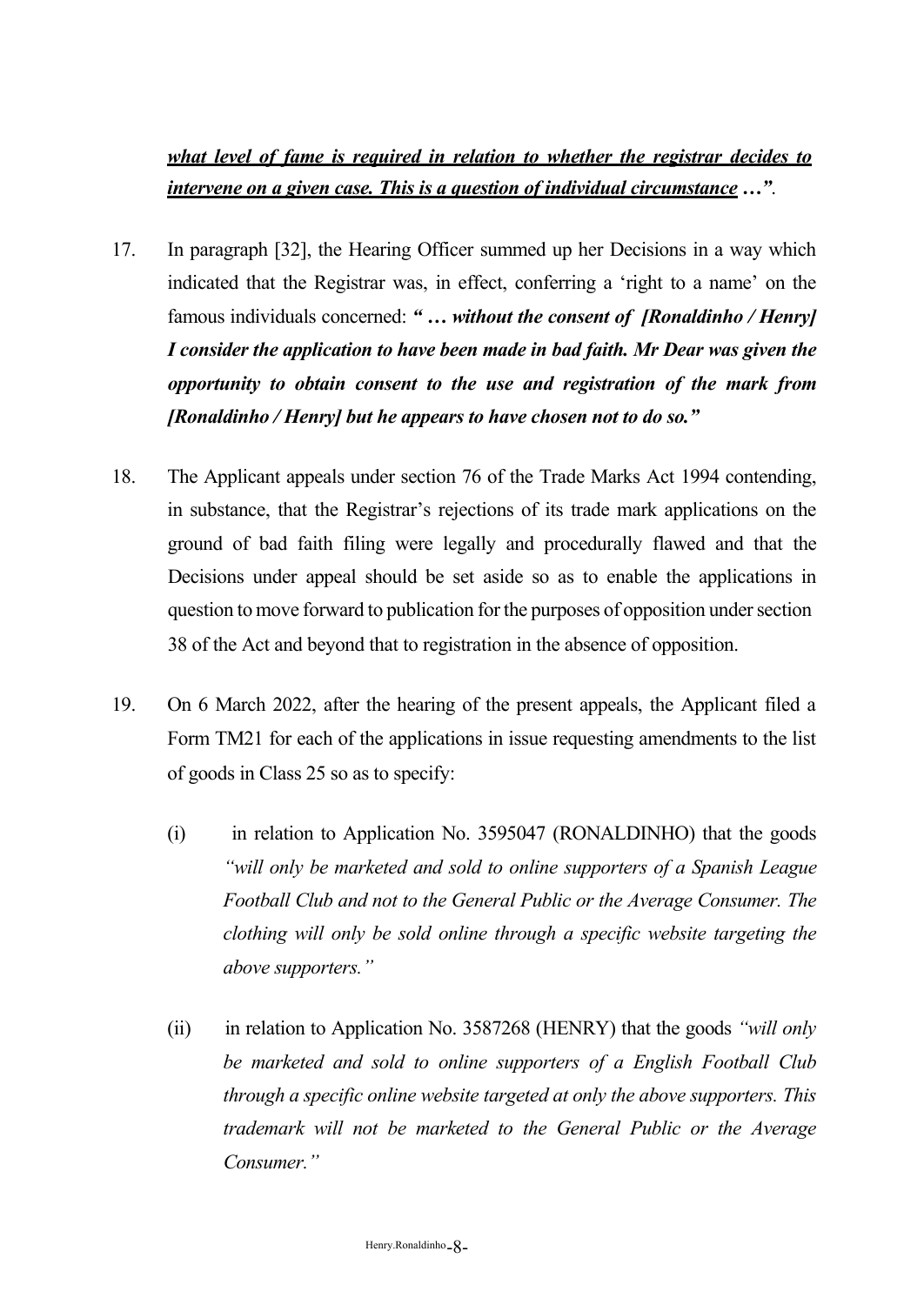***<u>what level of fame is required in relation to whether the registrar decides to intervene on a given case. This is a question of individual circumstance</u> …"***.

17. In paragraph [32], the Hearing Officer summed up her Decisions in a way which indicated that the Registrar was, in effect, conferring a 'right to a name' on the famous individuals concerned: ***" … without the consent of [Ronaldinho / Henry] I consider the application to have been made in bad faith. Mr Dear was given the opportunity to obtain consent to the use and registration of the mark from [Ronaldinho / Henry] but he appears to have chosen not to do so."***

18. The Applicant appeals under section 76 of the Trade Marks Act 1994 contending, in substance, that the Registrar's rejections of its trade mark applications on the ground of bad faith filing were legally and procedurally flawed and that the Decisions under appeal should be set aside so as to enable the applications in question to move forward to publication for the purposes of opposition under section 38 of the Act and beyond that to registration in the absence of opposition.

19. On 6 March 2022, after the hearing of the present appeals, the Applicant filed a Form TM21 for each of the applications in issue requesting amendments to the list of goods in Class 25 so as to specify:

    (i) in relation to Application No. 3595047 (RONALDINHO) that the goods *"will only be marketed and sold to online supporters of a Spanish League Football Club and not to the General Public or the Average Consumer. The clothing will only be sold online through a specific website targeting the above supporters."*

    (ii) in relation to Application No. 3587268 (HENRY) that the goods *"will only be marketed and sold to online supporters of a English Football Club through a specific online website targeted at only the above supporters. This trademark will not be marketed to the General Public or the Average Consumer."*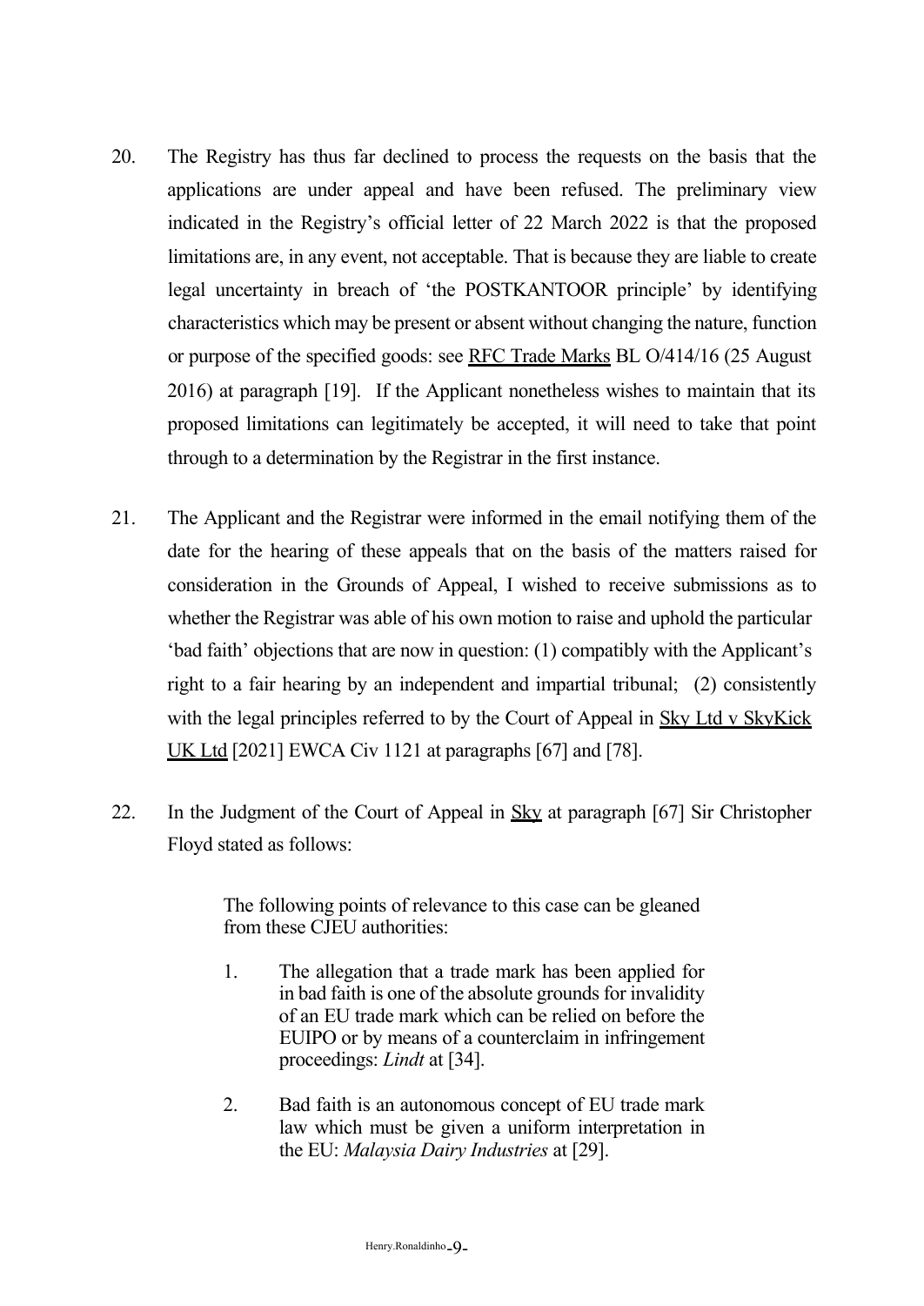20. The Registry has thus far declined to process the requests on the basis that the applications are under appeal and have been refused. The preliminary view indicated in the Registry's official letter of 22 March 2022 is that the proposed limitations are, in any event, not acceptable. That is because they are liable to create legal uncertainty in breach of 'the POSTKANTOOR principle' by identifying characteristics which may be present or absent without changing the nature, function or purpose of the specified goods: see RFC Trade Marks BL O/414/16 (25 August 2016) at paragraph [19]. If the Applicant nonetheless wishes to maintain that its proposed limitations can legitimately be accepted, it will need to take that point through to a determination by the Registrar in the first instance.

21. The Applicant and the Registrar were informed in the email notifying them of the date for the hearing of these appeals that on the basis of the matters raised for consideration in the Grounds of Appeal, I wished to receive submissions as to whether the Registrar was able of his own motion to raise and uphold the particular 'bad faith' objections that are now in question: (1) compatibly with the Applicant's right to a fair hearing by an independent and impartial tribunal; (2) consistently with the legal principles referred to by the Court of Appeal in Sky Ltd v SkyKick UK Ltd [2021] EWCA Civ 1121 at paragraphs [67] and [78].

22. In the Judgment of the Court of Appeal in Sky at paragraph [67] Sir Christopher Floyd stated as follows:

> The following points of relevance to this case can be gleaned from these CJEU authorities:
>
> 1. The allegation that a trade mark has been applied for in bad faith is one of the absolute grounds for invalidity of an EU trade mark which can be relied on before the EUIPO or by means of a counterclaim in infringement proceedings: *Lindt* at [34].
>
> 2. Bad faith is an autonomous concept of EU trade mark law which must be given a uniform interpretation in the EU: *Malaysia Dairy Industries* at [29].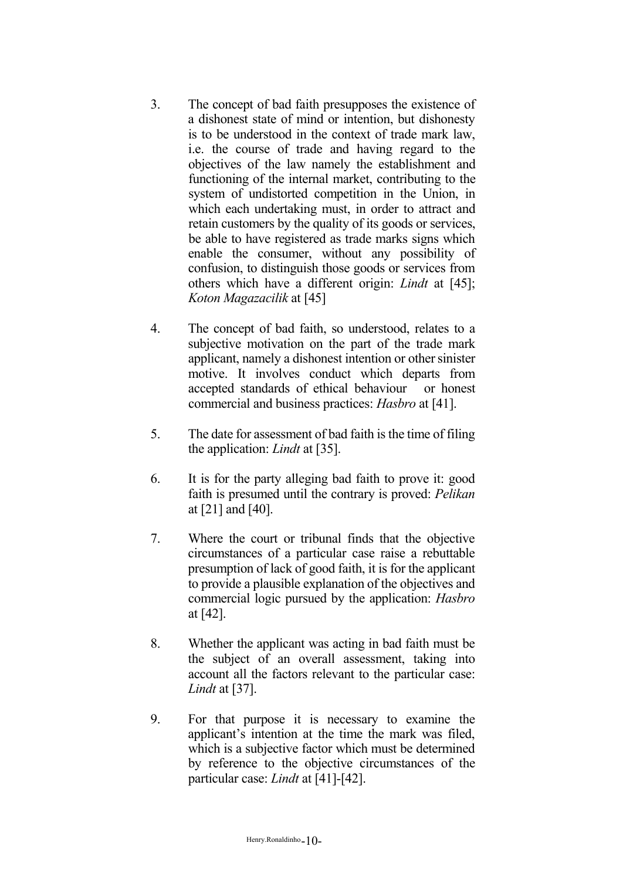3. The concept of bad faith presupposes the existence of a dishonest state of mind or intention, but dishonesty is to be understood in the context of trade mark law, i.e. the course of trade and having regard to the objectives of the law namely the establishment and functioning of the internal market, contributing to the system of undistorted competition in the Union, in which each undertaking must, in order to attract and retain customers by the quality of its goods or services, be able to have registered as trade marks signs which enable the consumer, without any possibility of confusion, to distinguish those goods or services from others which have a different origin: *Lindt* at [45]; *Koton Magazacilik* at [45]

4. The concept of bad faith, so understood, relates to a subjective motivation on the part of the trade mark applicant, namely a dishonest intention or other sinister motive. It involves conduct which departs from accepted standards of ethical behaviour or honest commercial and business practices: *Hasbro* at [41].

5. The date for assessment of bad faith is the time of filing the application: *Lindt* at [35].

6. It is for the party alleging bad faith to prove it: good faith is presumed until the contrary is proved: *Pelikan* at [21] and [40].

7. Where the court or tribunal finds that the objective circumstances of a particular case raise a rebuttable presumption of lack of good faith, it is for the applicant to provide a plausible explanation of the objectives and commercial logic pursued by the application: *Hasbro* at [42].

8. Whether the applicant was acting in bad faith must be the subject of an overall assessment, taking into account all the factors relevant to the particular case: *Lindt* at [37].

9. For that purpose it is necessary to examine the applicant's intention at the time the mark was filed, which is a subjective factor which must be determined by reference to the objective circumstances of the particular case: *Lindt* at [41]-[42].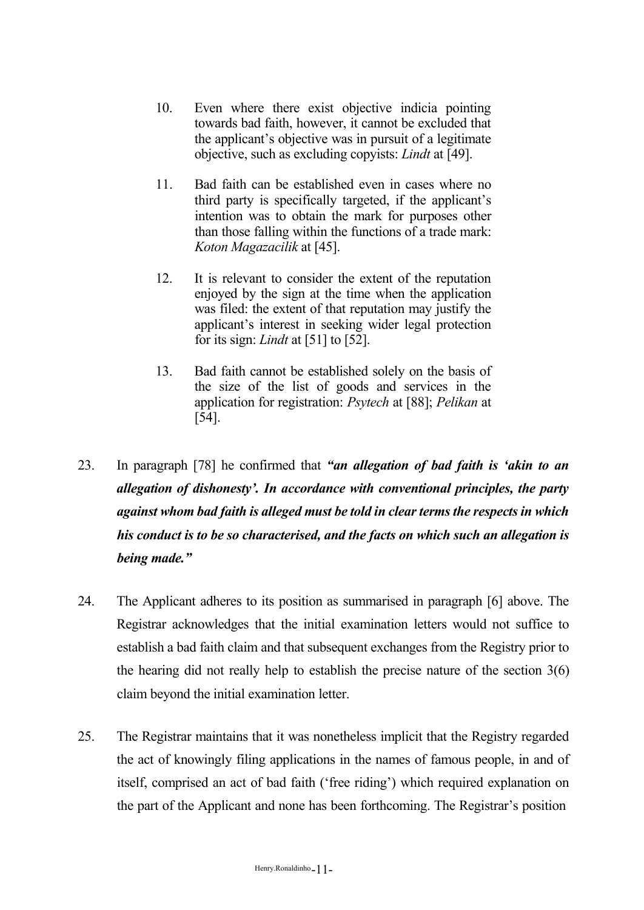10. Even where there exist objective indicia pointing towards bad faith, however, it cannot be excluded that the applicant's objective was in pursuit of a legitimate objective, such as excluding copyists: *Lindt* at [49].

11. Bad faith can be established even in cases where no third party is specifically targeted, if the applicant's intention was to obtain the mark for purposes other than those falling within the functions of a trade mark: *Koton Magazacilik* at [45].

12. It is relevant to consider the extent of the reputation enjoyed by the sign at the time when the application was filed: the extent of that reputation may justify the applicant's interest in seeking wider legal protection for its sign: *Lindt* at [51] to [52].

13. Bad faith cannot be established solely on the basis of the size of the list of goods and services in the application for registration: *Psytech* at [88]; *Pelikan* at [54].

23. In paragraph [78] he confirmed that ***"an allegation of bad faith is 'akin to an allegation of dishonesty'. In accordance with conventional principles, the party against whom bad faith is alleged must be told in clear terms the respects in which his conduct is to be so characterised, and the facts on which such an allegation is being made."***

24. The Applicant adheres to its position as summarised in paragraph [6] above. The Registrar acknowledges that the initial examination letters would not suffice to establish a bad faith claim and that subsequent exchanges from the Registry prior to the hearing did not really help to establish the precise nature of the section 3(6) claim beyond the initial examination letter.

25. The Registrar maintains that it was nonetheless implicit that the Registry regarded the act of knowingly filing applications in the names of famous people, in and of itself, comprised an act of bad faith ('free riding') which required explanation on the part of the Applicant and none has been forthcoming. The Registrar's position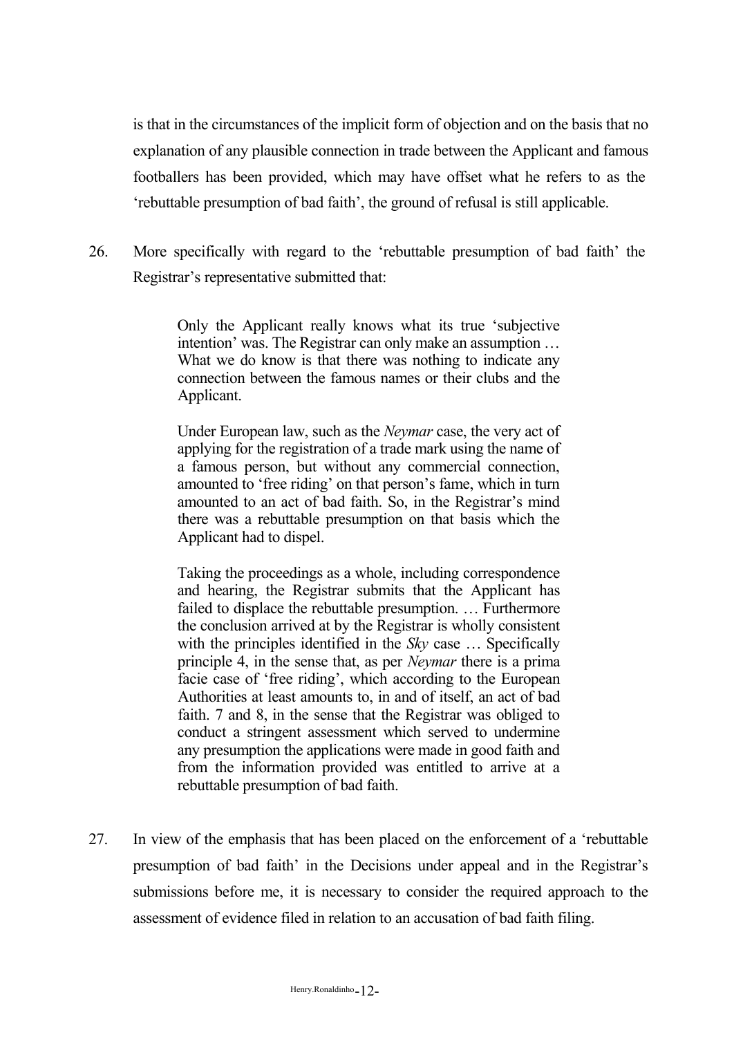is that in the circumstances of the implicit form of objection and on the basis that no explanation of any plausible connection in trade between the Applicant and famous footballers has been provided, which may have offset what he refers to as the 'rebuttable presumption of bad faith', the ground of refusal is still applicable.

26. More specifically with regard to the 'rebuttable presumption of bad faith' the Registrar's representative submitted that:

> Only the Applicant really knows what its true 'subjective intention' was. The Registrar can only make an assumption … What we do know is that there was nothing to indicate any connection between the famous names or their clubs and the Applicant.
>
> Under European law, such as the *Neymar* case, the very act of applying for the registration of a trade mark using the name of a famous person, but without any commercial connection, amounted to 'free riding' on that person's fame, which in turn amounted to an act of bad faith. So, in the Registrar's mind there was a rebuttable presumption on that basis which the Applicant had to dispel.
>
> Taking the proceedings as a whole, including correspondence and hearing, the Registrar submits that the Applicant has failed to displace the rebuttable presumption. … Furthermore the conclusion arrived at by the Registrar is wholly consistent with the principles identified in the *Sky* case … Specifically principle 4, in the sense that, as per *Neymar* there is a prima facie case of 'free riding', which according to the European Authorities at least amounts to, in and of itself, an act of bad faith. 7 and 8, in the sense that the Registrar was obliged to conduct a stringent assessment which served to undermine any presumption the applications were made in good faith and from the information provided was entitled to arrive at a rebuttable presumption of bad faith.

27. In view of the emphasis that has been placed on the enforcement of a 'rebuttable presumption of bad faith' in the Decisions under appeal and in the Registrar's submissions before me, it is necessary to consider the required approach to the assessment of evidence filed in relation to an accusation of bad faith filing.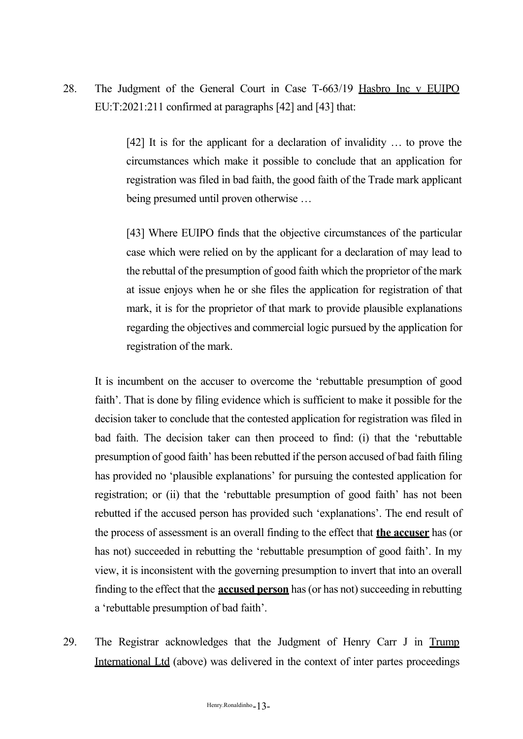28. The Judgment of the General Court in Case T-663/19 Hasbro Inc v EUIPO EU:T:2021:211 confirmed at paragraphs [42] and [43] that:

> [42] It is for the applicant for a declaration of invalidity … to prove the circumstances which make it possible to conclude that an application for registration was filed in bad faith, the good faith of the Trade mark applicant being presumed until proven otherwise …
>
> [43] Where EUIPO finds that the objective circumstances of the particular case which were relied on by the applicant for a declaration of may lead to the rebuttal of the presumption of good faith which the proprietor of the mark at issue enjoys when he or she files the application for registration of that mark, it is for the proprietor of that mark to provide plausible explanations regarding the objectives and commercial logic pursued by the application for registration of the mark.

It is incumbent on the accuser to overcome the 'rebuttable presumption of good faith'. That is done by filing evidence which is sufficient to make it possible for the decision taker to conclude that the contested application for registration was filed in bad faith. The decision taker can then proceed to find: (i) that the 'rebuttable presumption of good faith' has been rebutted if the person accused of bad faith filing has provided no 'plausible explanations' for pursuing the contested application for registration; or (ii) that the 'rebuttable presumption of good faith' has not been rebutted if the accused person has provided such 'explanations'. The end result of the process of assessment is an overall finding to the effect that **the accuser** has (or has not) succeeded in rebutting the 'rebuttable presumption of good faith'. In my view, it is inconsistent with the governing presumption to invert that into an overall finding to the effect that the **accused person** has (or has not) succeeding in rebutting a 'rebuttable presumption of bad faith'.

29. The Registrar acknowledges that the Judgment of Henry Carr J in Trump International Ltd (above) was delivered in the context of inter partes proceedings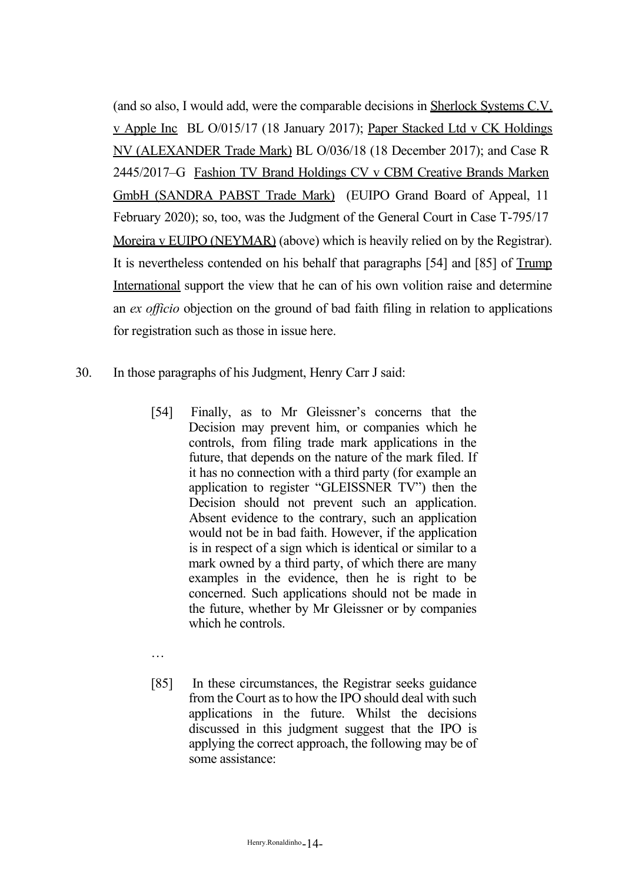(and so also, I would add, were the comparable decisions in Sherlock Systems C.V. v Apple Inc BL O/015/17 (18 January 2017); Paper Stacked Ltd v CK Holdings NV (ALEXANDER Trade Mark) BL O/036/18 (18 December 2017); and Case R 2445/2017–G Fashion TV Brand Holdings CV v CBM Creative Brands Marken GmbH (SANDRA PABST Trade Mark) (EUIPO Grand Board of Appeal, 11 February 2020); so, too, was the Judgment of the General Court in Case T-795/17 Moreira v EUIPO (NEYMAR) (above) which is heavily relied on by the Registrar). It is nevertheless contended on his behalf that paragraphs [54] and [85] of Trump International support the view that he can of his own volition raise and determine an *ex officio* objection on the ground of bad faith filing in relation to applications for registration such as those in issue here.

30. In those paragraphs of his Judgment, Henry Carr J said:

> [54] Finally, as to Mr Gleissner's concerns that the Decision may prevent him, or companies which he controls, from filing trade mark applications in the future, that depends on the nature of the mark filed. If it has no connection with a third party (for example an application to register "GLEISSNER TV") then the Decision should not prevent such an application. Absent evidence to the contrary, such an application would not be in bad faith. However, if the application is in respect of a sign which is identical or similar to a mark owned by a third party, of which there are many examples in the evidence, then he is right to be concerned. Such applications should not be made in the future, whether by Mr Gleissner or by companies which he controls.
>
> …
>
> [85] In these circumstances, the Registrar seeks guidance from the Court as to how the IPO should deal with such applications in the future. Whilst the decisions discussed in this judgment suggest that the IPO is applying the correct approach, the following may be of some assistance: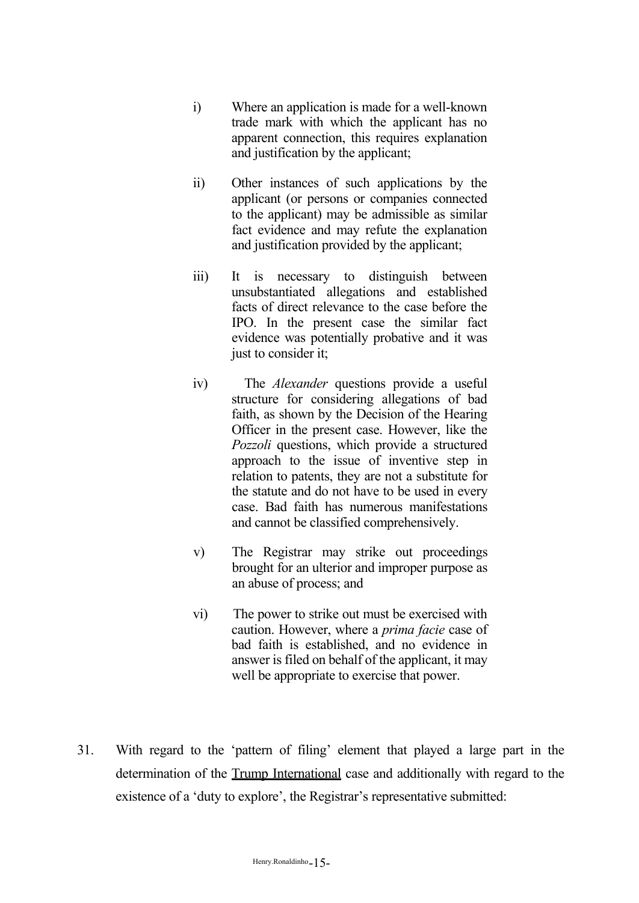i) Where an application is made for a well-known trade mark with which the applicant has no apparent connection, this requires explanation and justification by the applicant;

ii) Other instances of such applications by the applicant (or persons or companies connected to the applicant) may be admissible as similar fact evidence and may refute the explanation and justification provided by the applicant;

iii) It is necessary to distinguish between unsubstantiated allegations and established facts of direct relevance to the case before the IPO. In the present case the similar fact evidence was potentially probative and it was just to consider it;

iv) The *Alexander* questions provide a useful structure for considering allegations of bad faith, as shown by the Decision of the Hearing Officer in the present case. However, like the *Pozzoli* questions, which provide a structured approach to the issue of inventive step in relation to patents, they are not a substitute for the statute and do not have to be used in every case. Bad faith has numerous manifestations and cannot be classified comprehensively.

v) The Registrar may strike out proceedings brought for an ulterior and improper purpose as an abuse of process; and

vi) The power to strike out must be exercised with caution. However, where a *prima facie* case of bad faith is established, and no evidence in answer is filed on behalf of the applicant, it may well be appropriate to exercise that power.

31. With regard to the 'pattern of filing' element that played a large part in the determination of the <u>Trump International</u> case and additionally with regard to the existence of a 'duty to explore', the Registrar's representative submitted: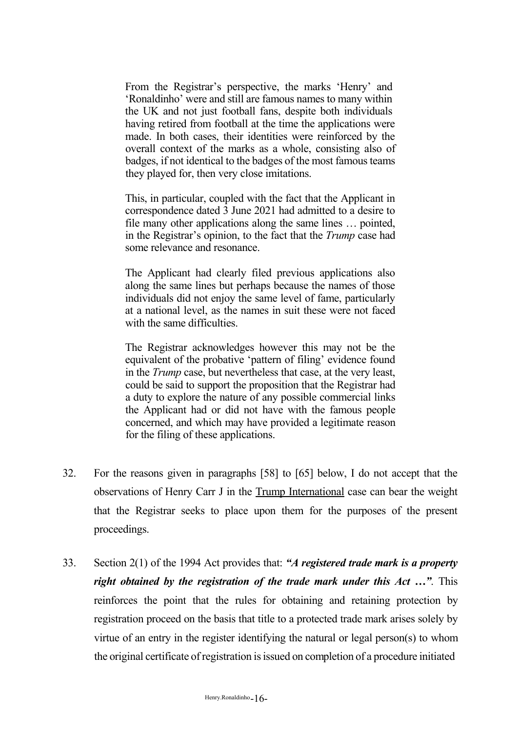> From the Registrar's perspective, the marks 'Henry' and 'Ronaldinho' were and still are famous names to many within the UK and not just football fans, despite both individuals having retired from football at the time the applications were made. In both cases, their identities were reinforced by the overall context of the marks as a whole, consisting also of badges, if not identical to the badges of the most famous teams they played for, then very close imitations.
>
> This, in particular, coupled with the fact that the Applicant in correspondence dated 3 June 2021 had admitted to a desire to file many other applications along the same lines … pointed, in the Registrar's opinion, to the fact that the *Trump* case had some relevance and resonance.
>
> The Applicant had clearly filed previous applications also along the same lines but perhaps because the names of those individuals did not enjoy the same level of fame, particularly at a national level, as the names in suit these were not faced with the same difficulties.
>
> The Registrar acknowledges however this may not be the equivalent of the probative 'pattern of filing' evidence found in the *Trump* case, but nevertheless that case, at the very least, could be said to support the proposition that the Registrar had a duty to explore the nature of any possible commercial links the Applicant had or did not have with the famous people concerned, and which may have provided a legitimate reason for the filing of these applications.

32. For the reasons given in paragraphs [58] to [65] below, I do not accept that the observations of Henry Carr J in the Trump International case can bear the weight that the Registrar seeks to place upon them for the purposes of the present proceedings.

33. Section 2(1) of the 1994 Act provides that: ***"A registered trade mark is a property right obtained by the registration of the trade mark under this Act …"***. This reinforces the point that the rules for obtaining and retaining protection by registration proceed on the basis that title to a protected trade mark arises solely by virtue of an entry in the register identifying the natural or legal person(s) to whom the original certificate of registration is issued on completion of a procedure initiated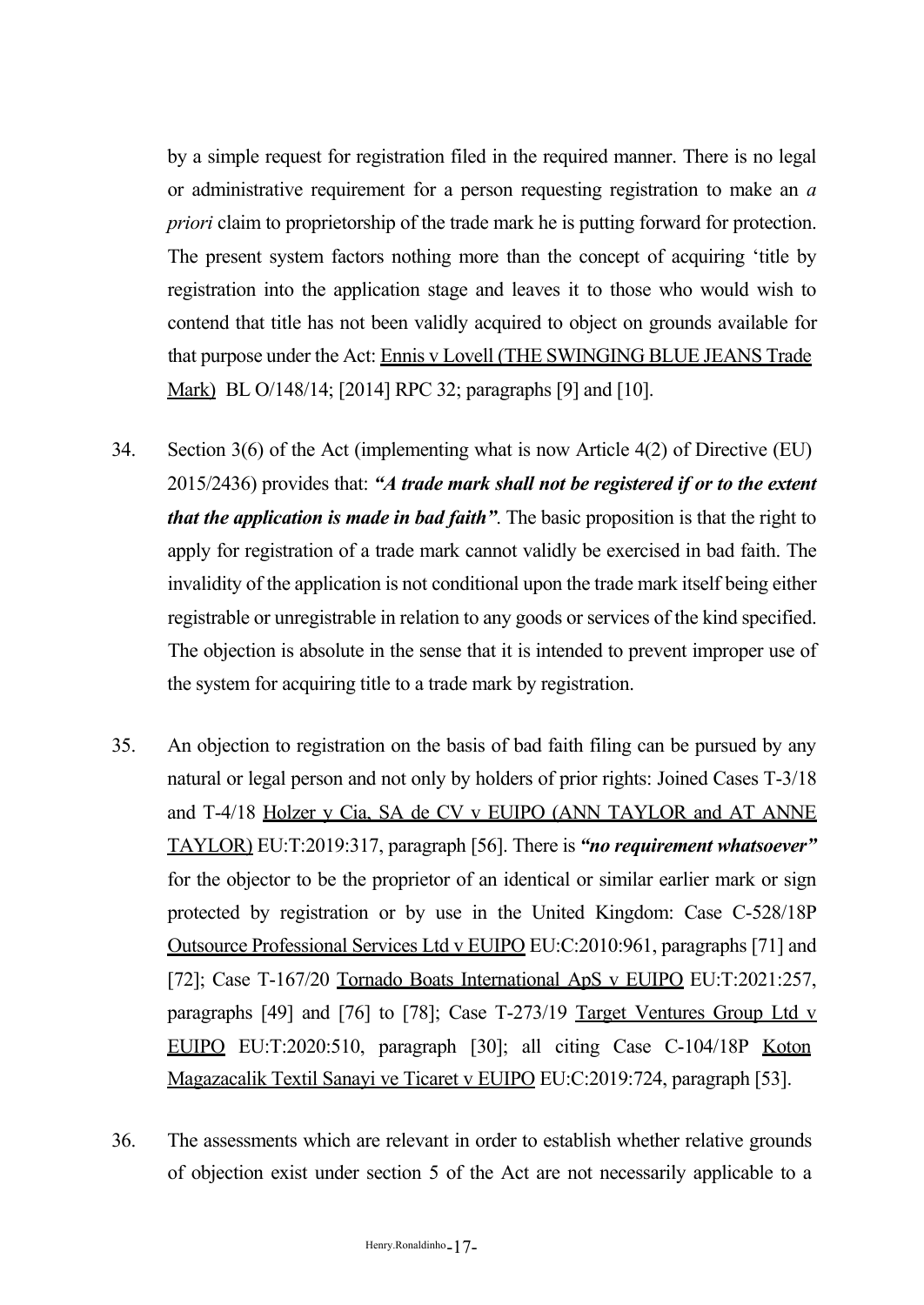by a simple request for registration filed in the required manner. There is no legal or administrative requirement for a person requesting registration to make an *a priori* claim to proprietorship of the trade mark he is putting forward for protection. The present system factors nothing more than the concept of acquiring 'title by registration into the application stage and leaves it to those who would wish to contend that title has not been validly acquired to object on grounds available for that purpose under the Act: Ennis v Lovell (THE SWINGING BLUE JEANS Trade Mark) BL O/148/14; [2014] RPC 32; paragraphs [9] and [10].

34. Section 3(6) of the Act (implementing what is now Article 4(2) of Directive (EU) 2015/2436) provides that: ***"A trade mark shall not be registered if or to the extent that the application is made in bad faith"***. The basic proposition is that the right to apply for registration of a trade mark cannot validly be exercised in bad faith. The invalidity of the application is not conditional upon the trade mark itself being either registrable or unregistrable in relation to any goods or services of the kind specified. The objection is absolute in the sense that it is intended to prevent improper use of the system for acquiring title to a trade mark by registration.

35. An objection to registration on the basis of bad faith filing can be pursued by any natural or legal person and not only by holders of prior rights: Joined Cases T-3/18 and T-4/18 Holzer y Cia, SA de CV v EUIPO (ANN TAYLOR and AT ANNE TAYLOR) EU:T:2019:317, paragraph [56]. There is ***"no requirement whatsoever"*** for the objector to be the proprietor of an identical or similar earlier mark or sign protected by registration or by use in the United Kingdom: Case C-528/18P Outsource Professional Services Ltd v EUIPO EU:C:2010:961, paragraphs [71] and [72]; Case T-167/20 Tornado Boats International ApS v EUIPO EU:T:2021:257, paragraphs [49] and [76] to [78]; Case T-273/19 Target Ventures Group Ltd v EUIPO EU:T:2020:510, paragraph [30]; all citing Case C-104/18P Koton Magazacalik Textil Sanayi ve Ticaret v EUIPO EU:C:2019:724, paragraph [53].

36. The assessments which are relevant in order to establish whether relative grounds of objection exist under section 5 of the Act are not necessarily applicable to a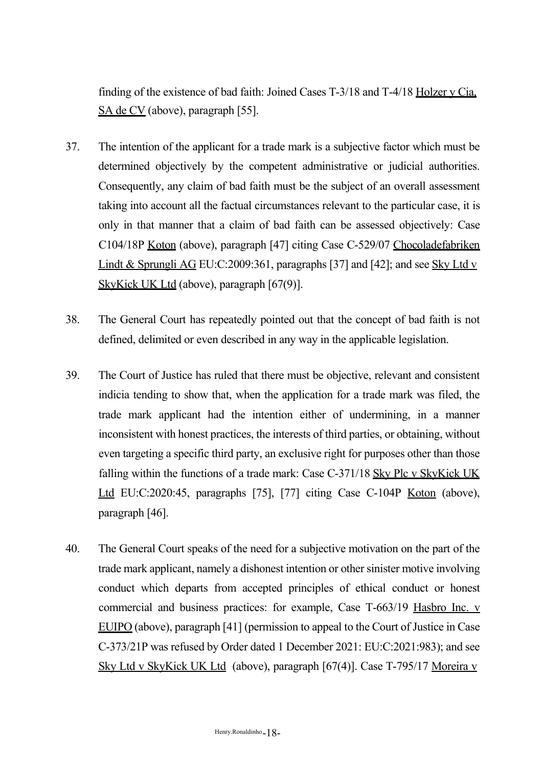finding of the existence of bad faith: Joined Cases T-3/18 and T-4/18 Holzer y Cia, SA de CV (above), paragraph [55].

37. The intention of the applicant for a trade mark is a subjective factor which must be determined objectively by the competent administrative or judicial authorities. Consequently, any claim of bad faith must be the subject of an overall assessment taking into account all the factual circumstances relevant to the particular case, it is only in that manner that a claim of bad faith can be assessed objectively: Case C104/18P Koton (above), paragraph [47] citing Case C-529/07 Chocoladefabriken Lindt & Sprungli AG EU:C:2009:361, paragraphs [37] and [42]; and see Sky Ltd v SkyKick UK Ltd (above), paragraph [67(9)].

38. The General Court has repeatedly pointed out that the concept of bad faith is not defined, delimited or even described in any way in the applicable legislation.

39. The Court of Justice has ruled that there must be objective, relevant and consistent indicia tending to show that, when the application for a trade mark was filed, the trade mark applicant had the intention either of undermining, in a manner inconsistent with honest practices, the interests of third parties, or obtaining, without even targeting a specific third party, an exclusive right for purposes other than those falling within the functions of a trade mark: Case C-371/18 Sky Plc v SkyKick UK Ltd EU:C:2020:45, paragraphs [75], [77] citing Case C-104P Koton (above), paragraph [46].

40. The General Court speaks of the need for a subjective motivation on the part of the trade mark applicant, namely a dishonest intention or other sinister motive involving conduct which departs from accepted principles of ethical conduct or honest commercial and business practices: for example, Case T-663/19 Hasbro Inc. v EUIPO (above), paragraph [41] (permission to appeal to the Court of Justice in Case C-373/21P was refused by Order dated 1 December 2021: EU:C:2021:983); and see Sky Ltd v SkyKick UK Ltd (above), paragraph [67(4)]. Case T-795/17 Moreira v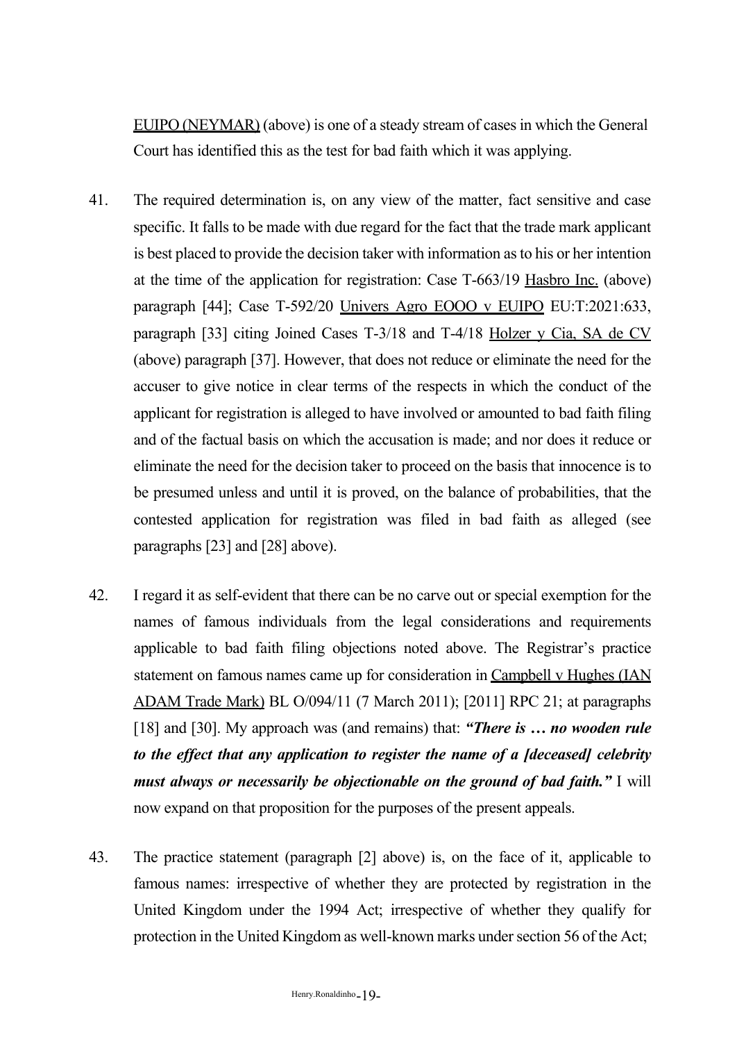EUIPO (NEYMAR) (above) is one of a steady stream of cases in which the General Court has identified this as the test for bad faith which it was applying.

41. The required determination is, on any view of the matter, fact sensitive and case specific. It falls to be made with due regard for the fact that the trade mark applicant is best placed to provide the decision taker with information as to his or her intention at the time of the application for registration: Case T-663/19 Hasbro Inc. (above) paragraph [44]; Case T-592/20 Univers Agro EOOO v EUIPO EU:T:2021:633, paragraph [33] citing Joined Cases T-3/18 and T-4/18 Holzer y Cia, SA de CV (above) paragraph [37]. However, that does not reduce or eliminate the need for the accuser to give notice in clear terms of the respects in which the conduct of the applicant for registration is alleged to have involved or amounted to bad faith filing and of the factual basis on which the accusation is made; and nor does it reduce or eliminate the need for the decision taker to proceed on the basis that innocence is to be presumed unless and until it is proved, on the balance of probabilities, that the contested application for registration was filed in bad faith as alleged (see paragraphs [23] and [28] above).

42. I regard it as self-evident that there can be no carve out or special exemption for the names of famous individuals from the legal considerations and requirements applicable to bad faith filing objections noted above. The Registrar's practice statement on famous names came up for consideration in Campbell v Hughes (IAN ADAM Trade Mark) BL O/094/11 (7 March 2011); [2011] RPC 21; at paragraphs [18] and [30]. My approach was (and remains) that: ***"There is … no wooden rule to the effect that any application to register the name of a [deceased] celebrity must always or necessarily be objectionable on the ground of bad faith."*** I will now expand on that proposition for the purposes of the present appeals.

43. The practice statement (paragraph [2] above) is, on the face of it, applicable to famous names: irrespective of whether they are protected by registration in the United Kingdom under the 1994 Act; irrespective of whether they qualify for protection in the United Kingdom as well-known marks under section 56 of the Act;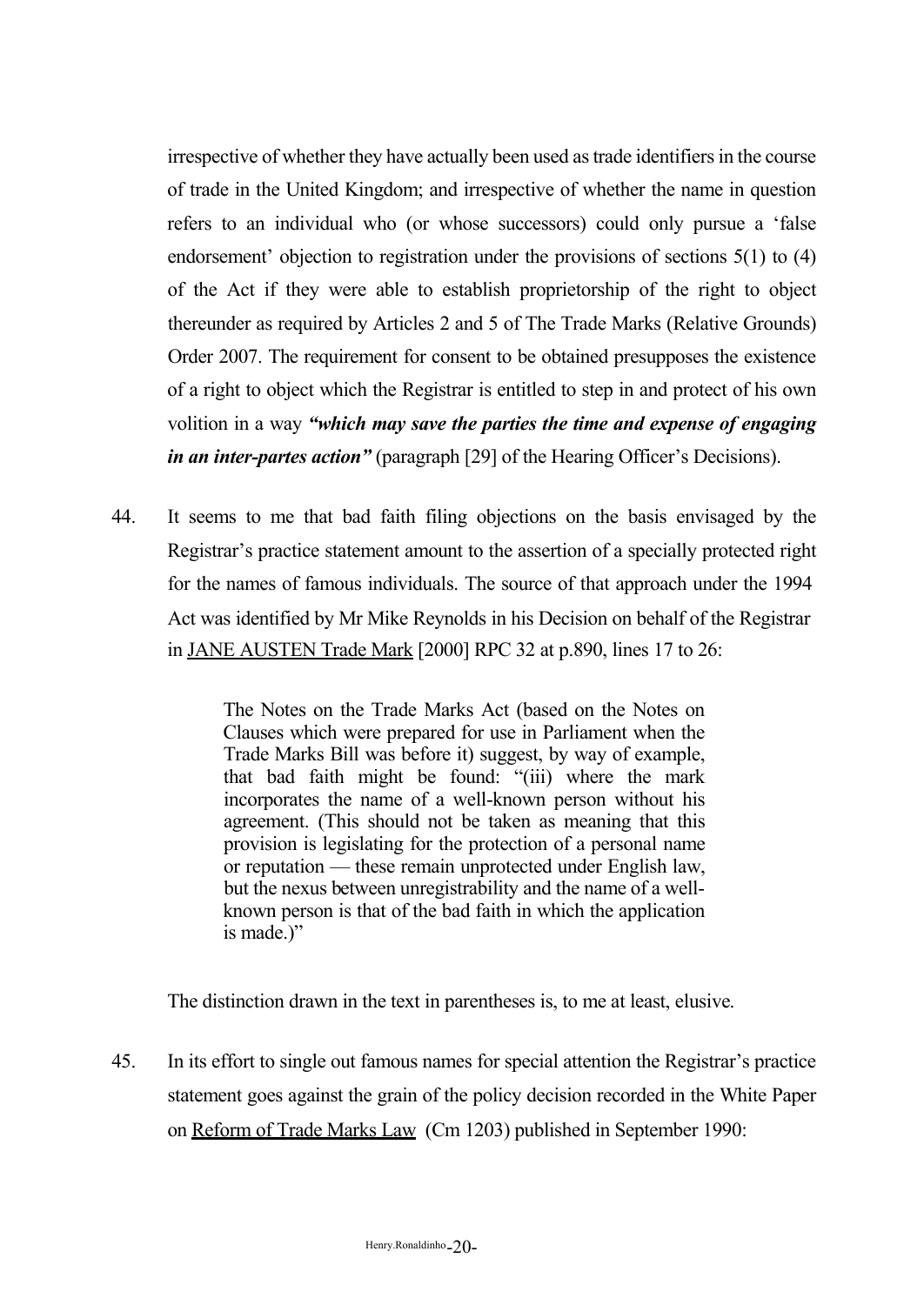irrespective of whether they have actually been used as trade identifiers in the course of trade in the United Kingdom; and irrespective of whether the name in question refers to an individual who (or whose successors) could only pursue a 'false endorsement' objection to registration under the provisions of sections 5(1) to (4) of the Act if they were able to establish proprietorship of the right to object thereunder as required by Articles 2 and 5 of The Trade Marks (Relative Grounds) Order 2007. The requirement for consent to be obtained presupposes the existence of a right to object which the Registrar is entitled to step in and protect of his own volition in a way ***"which may save the parties the time and expense of engaging in an inter-partes action"*** (paragraph [29] of the Hearing Officer's Decisions).

44. It seems to me that bad faith filing objections on the basis envisaged by the Registrar's practice statement amount to the assertion of a specially protected right for the names of famous individuals. The source of that approach under the 1994 Act was identified by Mr Mike Reynolds in his Decision on behalf of the Registrar in <u>JANE AUSTEN Trade Mark</u> [2000] RPC 32 at p.890, lines 17 to 26:

> The Notes on the Trade Marks Act (based on the Notes on Clauses which were prepared for use in Parliament when the Trade Marks Bill was before it) suggest, by way of example, that bad faith might be found: "(iii) where the mark incorporates the name of a well-known person without his agreement. (This should not be taken as meaning that this provision is legislating for the protection of a personal name or reputation — these remain unprotected under English law, but the nexus between unregistrability and the name of a well-known person is that of the bad faith in which the application is made.)"

The distinction drawn in the text in parentheses is, to me at least, elusive.

45. In its effort to single out famous names for special attention the Registrar's practice statement goes against the grain of the policy decision recorded in the White Paper on <u>Reform of Trade Marks Law</u> (Cm 1203) published in September 1990: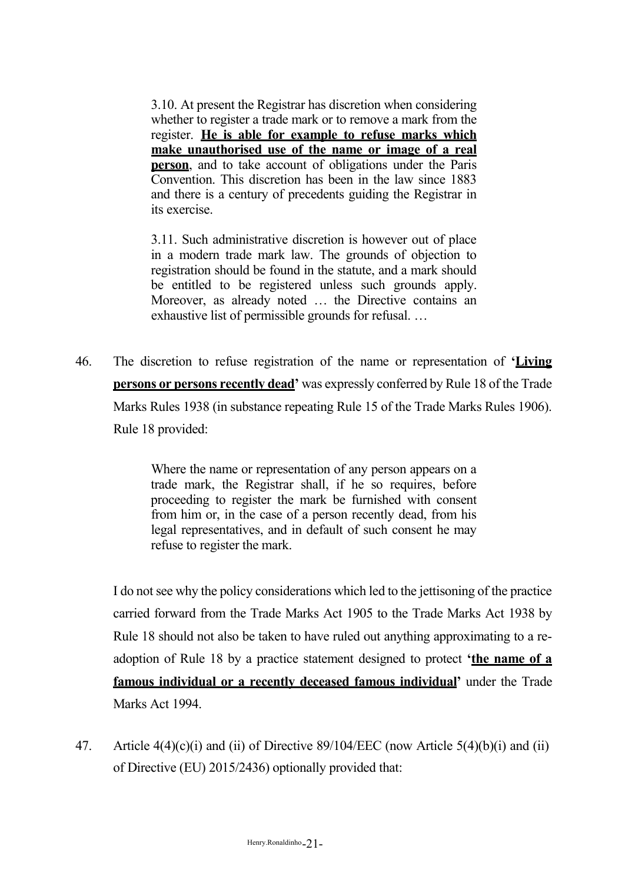> 3.10. At present the Registrar has discretion when considering whether to register a trade mark or to remove a mark from the register. **<u>He is able for example to refuse marks which make unauthorised use of the name or image of a real person</u>**, and to take account of obligations under the Paris Convention. This discretion has been in the law since 1883 and there is a century of precedents guiding the Registrar in its exercise.
>
> 3.11. Such administrative discretion is however out of place in a modern trade mark law. The grounds of objection to registration should be found in the statute, and a mark should be entitled to be registered unless such grounds apply. Moreover, as already noted … the Directive contains an exhaustive list of permissible grounds for refusal. …

46. The discretion to refuse registration of the name or representation of **'<u>Living persons or persons recently dead</u>'** was expressly conferred by Rule 18 of the Trade Marks Rules 1938 (in substance repeating Rule 15 of the Trade Marks Rules 1906). Rule 18 provided:

> Where the name or representation of any person appears on a trade mark, the Registrar shall, if he so requires, before proceeding to register the mark be furnished with consent from him or, in the case of a person recently dead, from his legal representatives, and in default of such consent he may refuse to register the mark.

I do not see why the policy considerations which led to the jettisoning of the practice carried forward from the Trade Marks Act 1905 to the Trade Marks Act 1938 by Rule 18 should not also be taken to have ruled out anything approximating to a re-adoption of Rule 18 by a practice statement designed to protect **'<u>the name of a famous individual or a recently deceased famous individual</u>'** under the Trade Marks Act 1994.

47. Article 4(4)(c)(i) and (ii) of Directive 89/104/EEC (now Article 5(4)(b)(i) and (ii) of Directive (EU) 2015/2436) optionally provided that: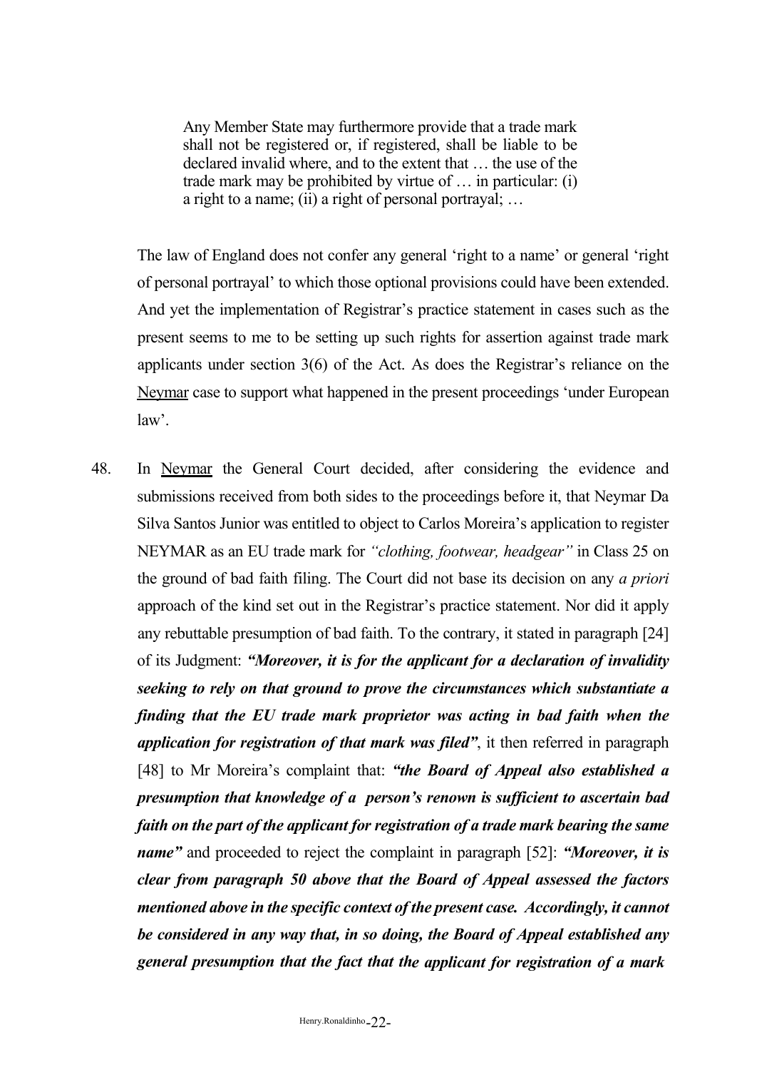> Any Member State may furthermore provide that a trade mark shall not be registered or, if registered, shall be liable to be declared invalid where, and to the extent that … the use of the trade mark may be prohibited by virtue of … in particular: (i) a right to a name; (ii) a right of personal portrayal; …

The law of England does not confer any general 'right to a name' or general 'right of personal portrayal' to which those optional provisions could have been extended. And yet the implementation of Registrar's practice statement in cases such as the present seems to me to be setting up such rights for assertion against trade mark applicants under section 3(6) of the Act. As does the Registrar's reliance on the Neymar case to support what happened in the present proceedings 'under European law'.

48. In Neymar the General Court decided, after considering the evidence and submissions received from both sides to the proceedings before it, that Neymar Da Silva Santos Junior was entitled to object to Carlos Moreira's application to register NEYMAR as an EU trade mark for *"clothing, footwear, headgear"* in Class 25 on the ground of bad faith filing. The Court did not base its decision on any *a priori* approach of the kind set out in the Registrar's practice statement. Nor did it apply any rebuttable presumption of bad faith. To the contrary, it stated in paragraph [24] of its Judgment: ***"Moreover, it is for the applicant for a declaration of invalidity seeking to rely on that ground to prove the circumstances which substantiate a finding that the EU trade mark proprietor was acting in bad faith when the application for registration of that mark was filed"***, it then referred in paragraph [48] to Mr Moreira's complaint that: ***"the Board of Appeal also established a presumption that knowledge of a person's renown is sufficient to ascertain bad faith on the part of the applicant for registration of a trade mark bearing the same name"*** and proceeded to reject the complaint in paragraph [52]: ***"Moreover, it is clear from paragraph 50 above that the Board of Appeal assessed the factors mentioned above in the specific context of the present case. Accordingly, it cannot be considered in any way that, in so doing, the Board of Appeal established any general presumption that the fact that the applicant for registration of a mark***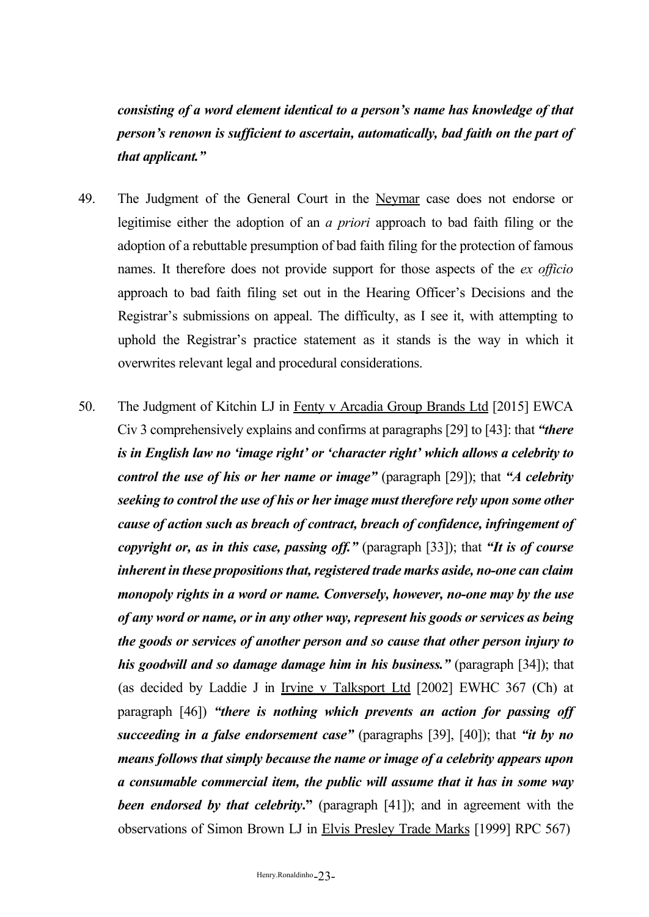***consisting of a word element identical to a person's name has knowledge of that person's renown is sufficient to ascertain, automatically, bad faith on the part of that applicant."***

49. The Judgment of the General Court in the Neymar case does not endorse or legitimise either the adoption of an *a priori* approach to bad faith filing or the adoption of a rebuttable presumption of bad faith filing for the protection of famous names. It therefore does not provide support for those aspects of the *ex officio* approach to bad faith filing set out in the Hearing Officer's Decisions and the Registrar's submissions on appeal. The difficulty, as I see it, with attempting to uphold the Registrar's practice statement as it stands is the way in which it overwrites relevant legal and procedural considerations.

50. The Judgment of Kitchin LJ in Fenty v Arcadia Group Brands Ltd [2015] EWCA Civ 3 comprehensively explains and confirms at paragraphs [29] to [43]: that ***"there is in English law no 'image right' or 'character right' which allows a celebrity to control the use of his or her name or image"*** (paragraph [29]); that ***"A celebrity seeking to control the use of his or her image must therefore rely upon some other cause of action such as breach of contract, breach of confidence, infringement of copyright or, as in this case, passing off."*** (paragraph [33]); that ***"It is of course inherent in these propositions that, registered trade marks aside, no-one can claim monopoly rights in a word or name. Conversely, however, no-one may by the use of any word or name, or in any other way, represent his goods or services as being the goods or services of another person and so cause that other person injury to his goodwill and so damage damage him in his business."*** (paragraph [34]); that (as decided by Laddie J in Irvine v Talksport Ltd [2002] EWHC 367 (Ch) at paragraph [46]) ***"there is nothing which prevents an action for passing off succeeding in a false endorsement case"*** (paragraphs [39], [40]); that ***"it by no means follows that simply because the name or image of a celebrity appears upon a consumable commercial item, the public will assume that it has in some way been endorsed by that celebrity."*** (paragraph [41]); and in agreement with the observations of Simon Brown LJ in Elvis Presley Trade Marks [1999] RPC 567)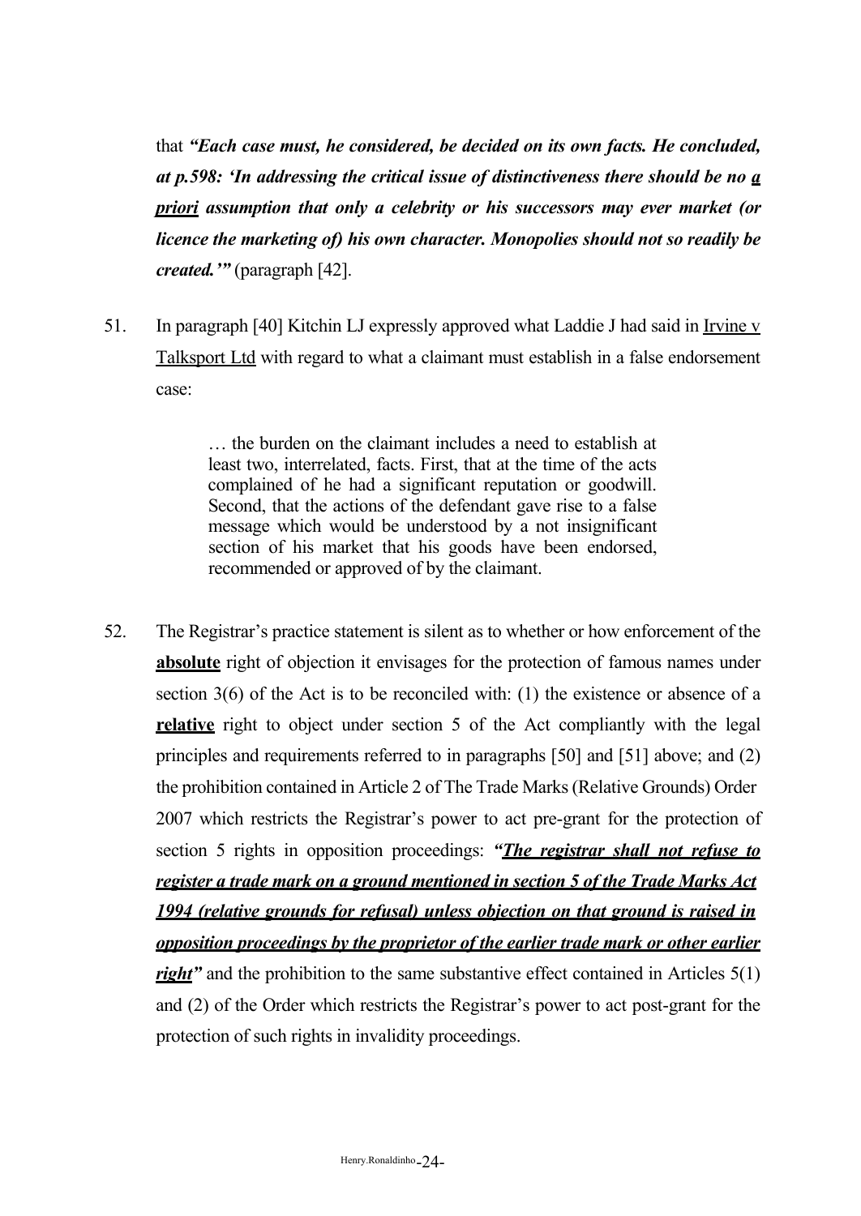that ***"Each case must, he considered, be decided on its own facts. He concluded, at p.598: 'In addressing the critical issue of distinctiveness there should be no <u>a priori</u> assumption that only a celebrity or his successors may ever market (or licence the marketing of) his own character. Monopolies should not so readily be created.'"*** (paragraph [42].

51. In paragraph [40] Kitchin LJ expressly approved what Laddie J had said in <u>Irvine v Talksport Ltd</u> with regard to what a claimant must establish in a false endorsement case:

> … the burden on the claimant includes a need to establish at least two, interrelated, facts. First, that at the time of the acts complained of he had a significant reputation or goodwill. Second, that the actions of the defendant gave rise to a false message which would be understood by a not insignificant section of his market that his goods have been endorsed, recommended or approved of by the claimant.

52. The Registrar's practice statement is silent as to whether or how enforcement of the <u>**absolute**</u> right of objection it envisages for the protection of famous names under section 3(6) of the Act is to be reconciled with: (1) the existence or absence of a <u>**relative**</u> right to object under section 5 of the Act compliantly with the legal principles and requirements referred to in paragraphs [50] and [51] above; and (2) the prohibition contained in Article 2 of The Trade Marks (Relative Grounds) Order 2007 which restricts the Registrar's power to act pre-grant for the protection of section 5 rights in opposition proceedings: ***"<u>The registrar shall not refuse to register a trade mark on a ground mentioned in section 5 of the Trade Marks Act 1994 (relative grounds for refusal) unless objection on that ground is raised in opposition proceedings by the proprietor of the earlier trade mark or other earlier right</u>"*** and the prohibition to the same substantive effect contained in Articles 5(1) and (2) of the Order which restricts the Registrar's power to act post-grant for the protection of such rights in invalidity proceedings.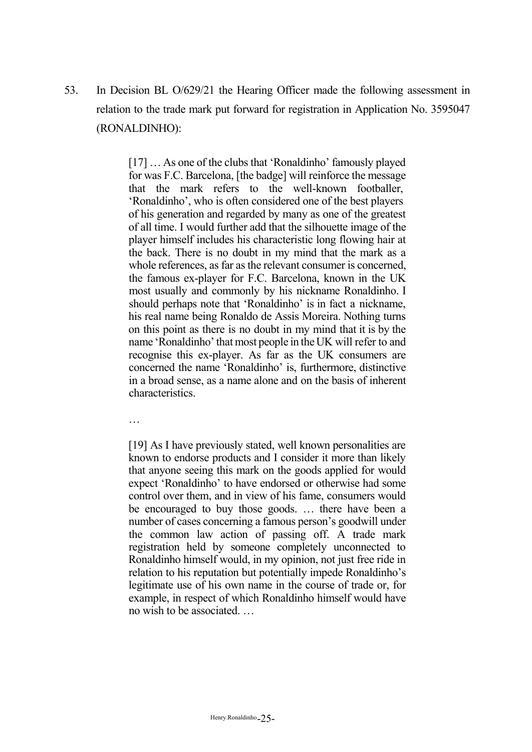53. In Decision BL O/629/21 the Hearing Officer made the following assessment in relation to the trade mark put forward for registration in Application No. 3595047 (RONALDINHO):

> [17] … As one of the clubs that 'Ronaldinho' famously played for was F.C. Barcelona, [the badge] will reinforce the message that the mark refers to the well-known footballer, 'Ronaldinho', who is often considered one of the best players of his generation and regarded by many as one of the greatest of all time. I would further add that the silhouette image of the player himself includes his characteristic long flowing hair at the back. There is no doubt in my mind that the mark as a whole references, as far as the relevant consumer is concerned, the famous ex-player for F.C. Barcelona, known in the UK most usually and commonly by his nickname Ronaldinho. I should perhaps note that 'Ronaldinho' is in fact a nickname, his real name being Ronaldo de Assis Moreira. Nothing turns on this point as there is no doubt in my mind that it is by the name 'Ronaldinho' that most people in the UK will refer to and recognise this ex-player. As far as the UK consumers are concerned the name 'Ronaldinho' is, furthermore, distinctive in a broad sense, as a name alone and on the basis of inherent characteristics.
>
> …
>
> [19] As I have previously stated, well known personalities are known to endorse products and I consider it more than likely that anyone seeing this mark on the goods applied for would expect 'Ronaldinho' to have endorsed or otherwise had some control over them, and in view of his fame, consumers would be encouraged to buy those goods. … there have been a number of cases concerning a famous person's goodwill under the common law action of passing off. A trade mark registration held by someone completely unconnected to Ronaldinho himself would, in my opinion, not just free ride in relation to his reputation but potentially impede Ronaldinho's legitimate use of his own name in the course of trade or, for example, in respect of which Ronaldinho himself would have no wish to be associated. …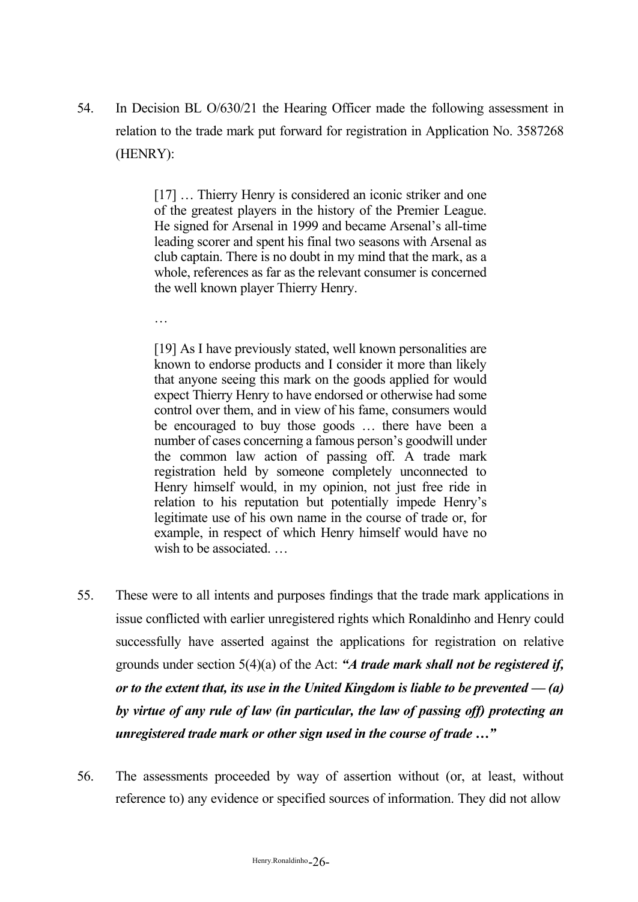54. In Decision BL O/630/21 the Hearing Officer made the following assessment in relation to the trade mark put forward for registration in Application No. 3587268 (HENRY):

> [17] … Thierry Henry is considered an iconic striker and one of the greatest players in the history of the Premier League. He signed for Arsenal in 1999 and became Arsenal's all-time leading scorer and spent his final two seasons with Arsenal as club captain. There is no doubt in my mind that the mark, as a whole, references as far as the relevant consumer is concerned the well known player Thierry Henry.
>
> …
>
> [19] As I have previously stated, well known personalities are known to endorse products and I consider it more than likely that anyone seeing this mark on the goods applied for would expect Thierry Henry to have endorsed or otherwise had some control over them, and in view of his fame, consumers would be encouraged to buy those goods … there have been a number of cases concerning a famous person's goodwill under the common law action of passing off. A trade mark registration held by someone completely unconnected to Henry himself would, in my opinion, not just free ride in relation to his reputation but potentially impede Henry's legitimate use of his own name in the course of trade or, for example, in respect of which Henry himself would have no wish to be associated. …

55. These were to all intents and purposes findings that the trade mark applications in issue conflicted with earlier unregistered rights which Ronaldinho and Henry could successfully have asserted against the applications for registration on relative grounds under section 5(4)(a) of the Act: ***"A trade mark shall not be registered if, or to the extent that, its use in the United Kingdom is liable to be prevented — (a) by virtue of any rule of law (in particular, the law of passing off) protecting an unregistered trade mark or other sign used in the course of trade …"***

56. The assessments proceeded by way of assertion without (or, at least, without reference to) any evidence or specified sources of information. They did not allow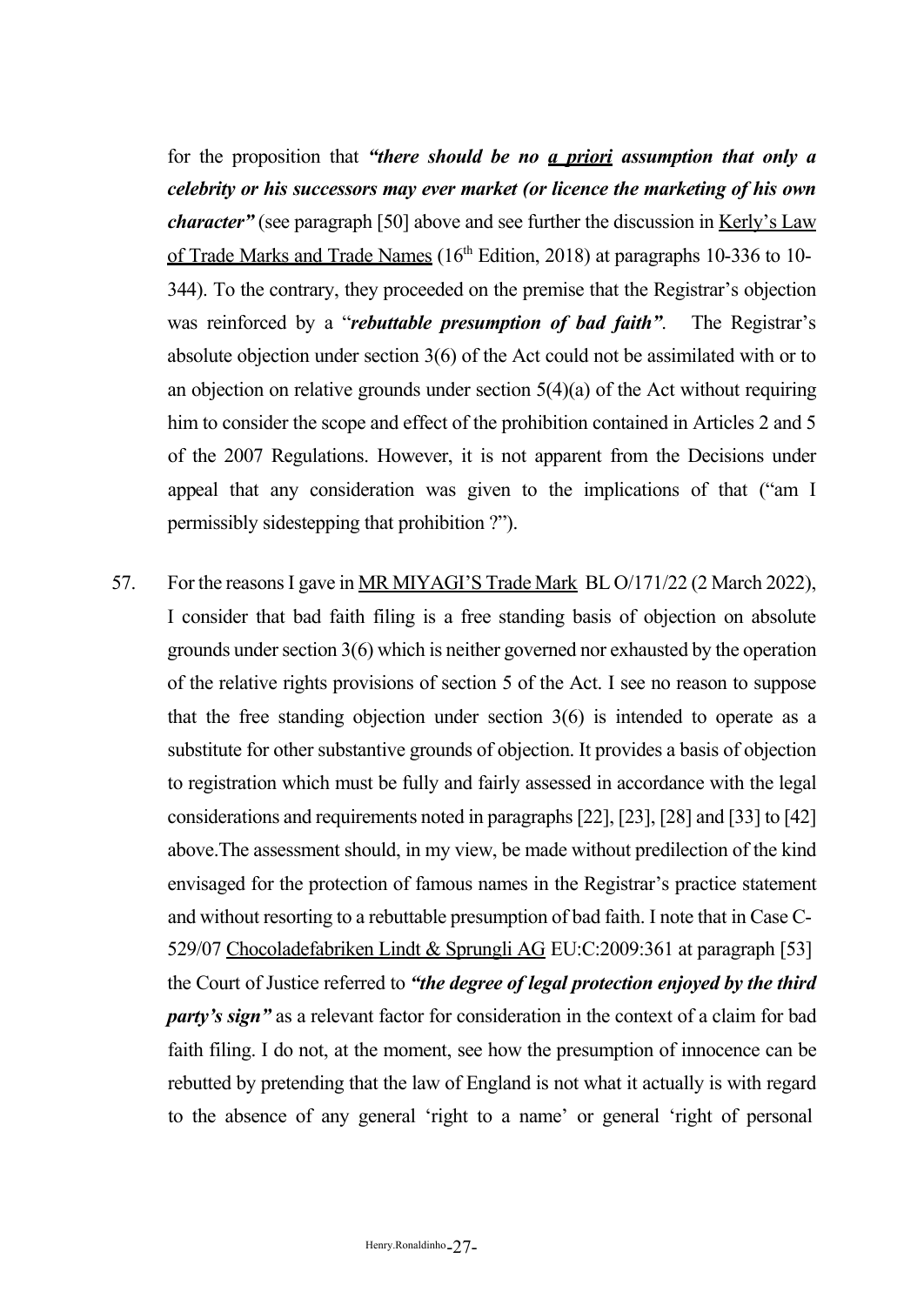for the proposition that ***"there should be no*** ***a priori*** ***assumption that only a celebrity or his successors may ever market (or licence the marketing of his own character"*** (see paragraph [50] above and see further the discussion in Kerly's Law of Trade Marks and Trade Names (16th Edition, 2018) at paragraphs 10-336 to 10-344). To the contrary, they proceeded on the premise that the Registrar's objection was reinforced by a "***rebuttable presumption of bad faith"***. The Registrar's absolute objection under section 3(6) of the Act could not be assimilated with or to an objection on relative grounds under section 5(4)(a) of the Act without requiring him to consider the scope and effect of the prohibition contained in Articles 2 and 5 of the 2007 Regulations. However, it is not apparent from the Decisions under appeal that any consideration was given to the implications of that ("am I permissibly sidestepping that prohibition ?").

57. For the reasons I gave in MR MIYAGI'S Trade Mark BL O/171/22 (2 March 2022), I consider that bad faith filing is a free standing basis of objection on absolute grounds under section 3(6) which is neither governed nor exhausted by the operation of the relative rights provisions of section 5 of the Act. I see no reason to suppose that the free standing objection under section 3(6) is intended to operate as a substitute for other substantive grounds of objection. It provides a basis of objection to registration which must be fully and fairly assessed in accordance with the legal considerations and requirements noted in paragraphs [22], [23], [28] and [33] to [42] above.The assessment should, in my view, be made without predilection of the kind envisaged for the protection of famous names in the Registrar's practice statement and without resorting to a rebuttable presumption of bad faith. I note that in Case C-529/07 Chocoladefabriken Lindt & Sprungli AG EU:C:2009:361 at paragraph [53] the Court of Justice referred to ***"the degree of legal protection enjoyed by the third party's sign"*** as a relevant factor for consideration in the context of a claim for bad faith filing. I do not, at the moment, see how the presumption of innocence can be rebutted by pretending that the law of England is not what it actually is with regard to the absence of any general 'right to a name' or general 'right of personal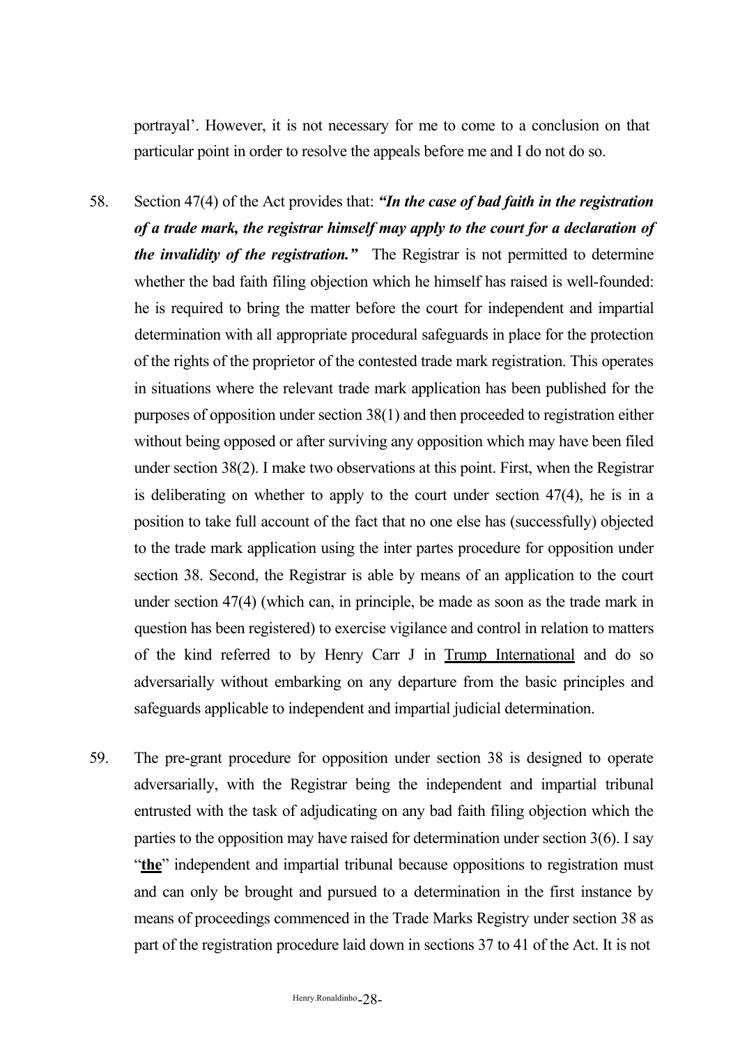portrayal'. However, it is not necessary for me to come to a conclusion on that particular point in order to resolve the appeals before me and I do not do so.

58. Section 47(4) of the Act provides that: ***"In the case of bad faith in the registration of a trade mark, the registrar himself may apply to the court for a declaration of the invalidity of the registration."*** The Registrar is not permitted to determine whether the bad faith filing objection which he himself has raised is well-founded: he is required to bring the matter before the court for independent and impartial determination with all appropriate procedural safeguards in place for the protection of the rights of the proprietor of the contested trade mark registration. This operates in situations where the relevant trade mark application has been published for the purposes of opposition under section 38(1) and then proceeded to registration either without being opposed or after surviving any opposition which may have been filed under section 38(2). I make two observations at this point. First, when the Registrar is deliberating on whether to apply to the court under section 47(4), he is in a position to take full account of the fact that no one else has (successfully) objected to the trade mark application using the inter partes procedure for opposition under section 38. Second, the Registrar is able by means of an application to the court under section 47(4) (which can, in principle, be made as soon as the trade mark in question has been registered) to exercise vigilance and control in relation to matters of the kind referred to by Henry Carr J in <u>Trump International</u> and do so adversarially without embarking on any departure from the basic principles and safeguards applicable to independent and impartial judicial determination.

59. The pre-grant procedure for opposition under section 38 is designed to operate adversarially, with the Registrar being the independent and impartial tribunal entrusted with the task of adjudicating on any bad faith filing objection which the parties to the opposition may have raised for determination under section 3(6). I say "**<u>the</u>**" independent and impartial tribunal because oppositions to registration must and can only be brought and pursued to a determination in the first instance by means of proceedings commenced in the Trade Marks Registry under section 38 as part of the registration procedure laid down in sections 37 to 41 of the Act. It is not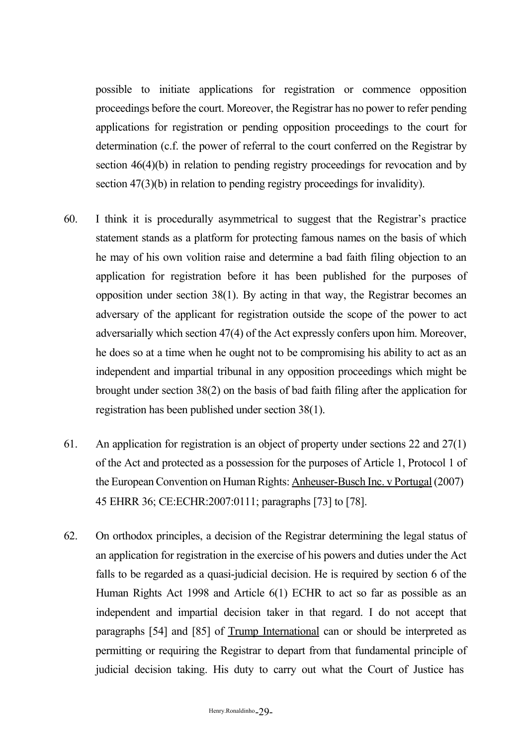possible to initiate applications for registration or commence opposition proceedings before the court. Moreover, the Registrar has no power to refer pending applications for registration or pending opposition proceedings to the court for determination (c.f. the power of referral to the court conferred on the Registrar by section 46(4)(b) in relation to pending registry proceedings for revocation and by section 47(3)(b) in relation to pending registry proceedings for invalidity).

60. I think it is procedurally asymmetrical to suggest that the Registrar's practice statement stands as a platform for protecting famous names on the basis of which he may of his own volition raise and determine a bad faith filing objection to an application for registration before it has been published for the purposes of opposition under section 38(1). By acting in that way, the Registrar becomes an adversary of the applicant for registration outside the scope of the power to act adversarially which section 47(4) of the Act expressly confers upon him. Moreover, he does so at a time when he ought not to be compromising his ability to act as an independent and impartial tribunal in any opposition proceedings which might be brought under section 38(2) on the basis of bad faith filing after the application for registration has been published under section 38(1).

61. An application for registration is an object of property under sections 22 and 27(1) of the Act and protected as a possession for the purposes of Article 1, Protocol 1 of the European Convention on Human Rights: Anheuser-Busch Inc. v Portugal (2007) 45 EHRR 36; CE:ECHR:2007:0111; paragraphs [73] to [78].

62. On orthodox principles, a decision of the Registrar determining the legal status of an application for registration in the exercise of his powers and duties under the Act falls to be regarded as a quasi-judicial decision. He is required by section 6 of the Human Rights Act 1998 and Article 6(1) ECHR to act so far as possible as an independent and impartial decision taker in that regard. I do not accept that paragraphs [54] and [85] of Trump International can or should be interpreted as permitting or requiring the Registrar to depart from that fundamental principle of judicial decision taking. His duty to carry out what the Court of Justice has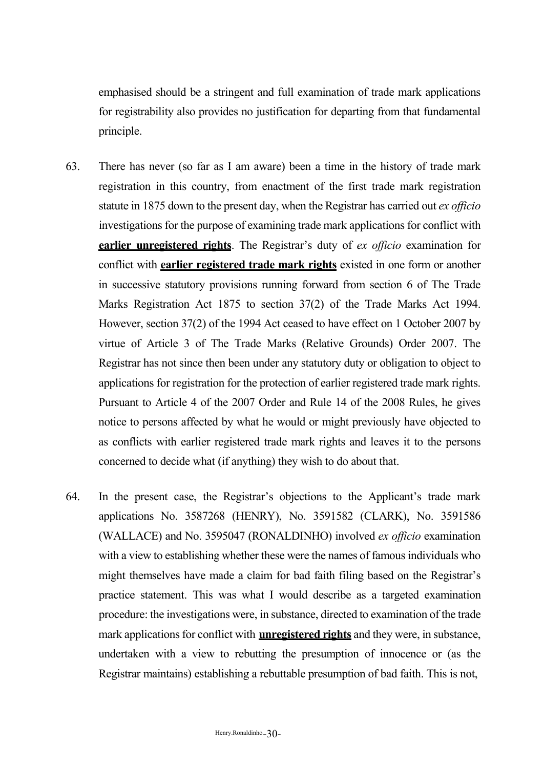emphasised should be a stringent and full examination of trade mark applications for registrability also provides no justification for departing from that fundamental principle.

63. There has never (so far as I am aware) been a time in the history of trade mark registration in this country, from enactment of the first trade mark registration statute in 1875 down to the present day, when the Registrar has carried out *ex officio* investigations for the purpose of examining trade mark applications for conflict with **earlier unregistered rights**. The Registrar's duty of *ex officio* examination for conflict with **earlier registered trade mark rights** existed in one form or another in successive statutory provisions running forward from section 6 of The Trade Marks Registration Act 1875 to section 37(2) of the Trade Marks Act 1994. However, section 37(2) of the 1994 Act ceased to have effect on 1 October 2007 by virtue of Article 3 of The Trade Marks (Relative Grounds) Order 2007. The Registrar has not since then been under any statutory duty or obligation to object to applications for registration for the protection of earlier registered trade mark rights. Pursuant to Article 4 of the 2007 Order and Rule 14 of the 2008 Rules, he gives notice to persons affected by what he would or might previously have objected to as conflicts with earlier registered trade mark rights and leaves it to the persons concerned to decide what (if anything) they wish to do about that.

64. In the present case, the Registrar's objections to the Applicant's trade mark applications No. 3587268 (HENRY), No. 3591582 (CLARK), No. 3591586 (WALLACE) and No. 3595047 (RONALDINHO) involved *ex officio* examination with a view to establishing whether these were the names of famous individuals who might themselves have made a claim for bad faith filing based on the Registrar's practice statement. This was what I would describe as a targeted examination procedure: the investigations were, in substance, directed to examination of the trade mark applications for conflict with **unregistered rights** and they were, in substance, undertaken with a view to rebutting the presumption of innocence or (as the Registrar maintains) establishing a rebuttable presumption of bad faith. This is not,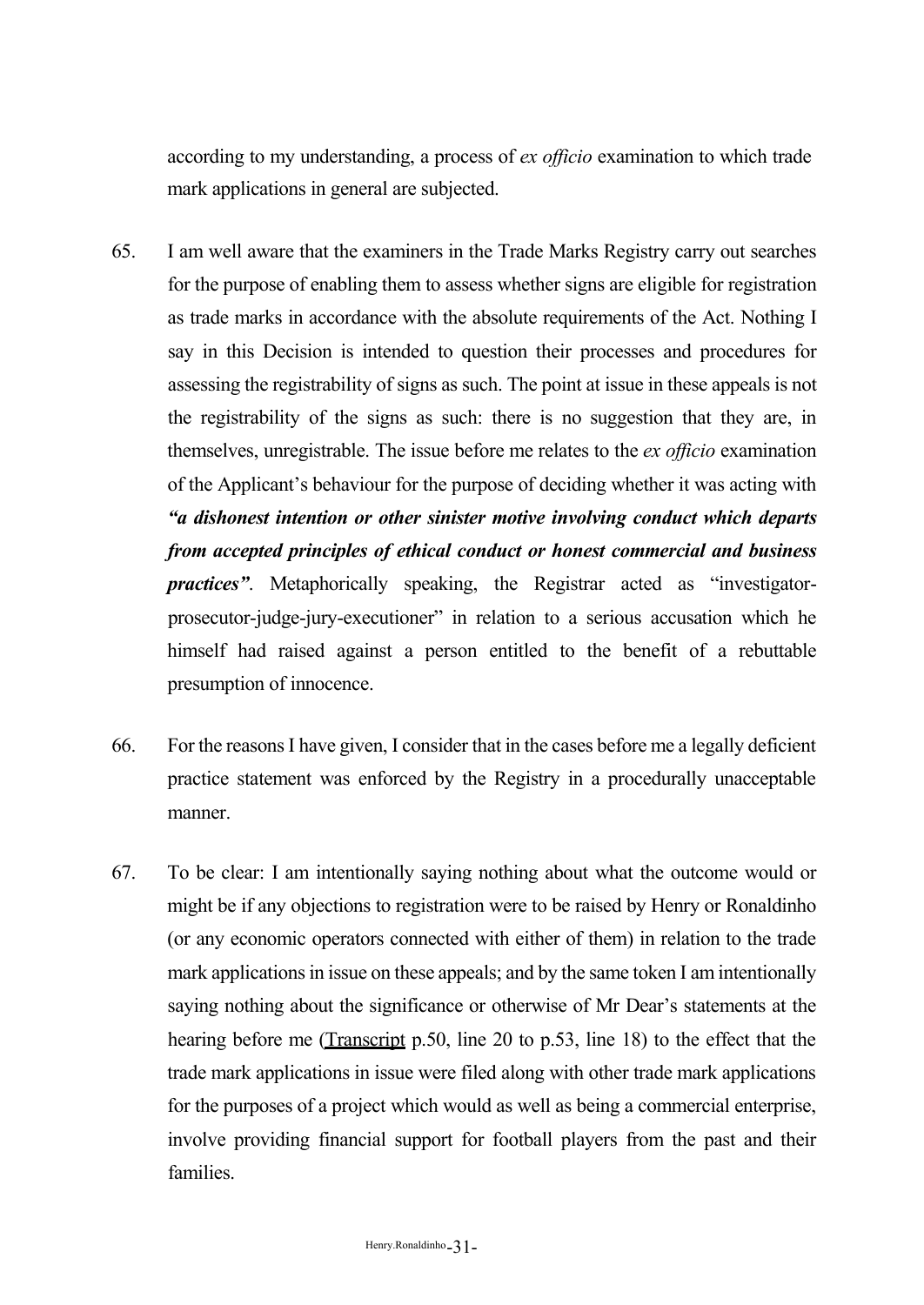according to my understanding, a process of *ex officio* examination to which trade mark applications in general are subjected.

65. I am well aware that the examiners in the Trade Marks Registry carry out searches for the purpose of enabling them to assess whether signs are eligible for registration as trade marks in accordance with the absolute requirements of the Act. Nothing I say in this Decision is intended to question their processes and procedures for assessing the registrability of signs as such. The point at issue in these appeals is not the registrability of the signs as such: there is no suggestion that they are, in themselves, unregistrable. The issue before me relates to the *ex officio* examination of the Applicant's behaviour for the purpose of deciding whether it was acting with ***"a dishonest intention or other sinister motive involving conduct which departs from accepted principles of ethical conduct or honest commercial and business practices"***. Metaphorically speaking, the Registrar acted as "investigator-prosecutor-judge-jury-executioner" in relation to a serious accusation which he himself had raised against a person entitled to the benefit of a rebuttable presumption of innocence.

66. For the reasons I have given, I consider that in the cases before me a legally deficient practice statement was enforced by the Registry in a procedurally unacceptable manner.

67. To be clear: I am intentionally saying nothing about what the outcome would or might be if any objections to registration were to be raised by Henry or Ronaldinho (or any economic operators connected with either of them) in relation to the trade mark applications in issue on these appeals; and by the same token I am intentionally saying nothing about the significance or otherwise of Mr Dear's statements at the hearing before me (Transcript p.50, line 20 to p.53, line 18) to the effect that the trade mark applications in issue were filed along with other trade mark applications for the purposes of a project which would as well as being a commercial enterprise, involve providing financial support for football players from the past and their families.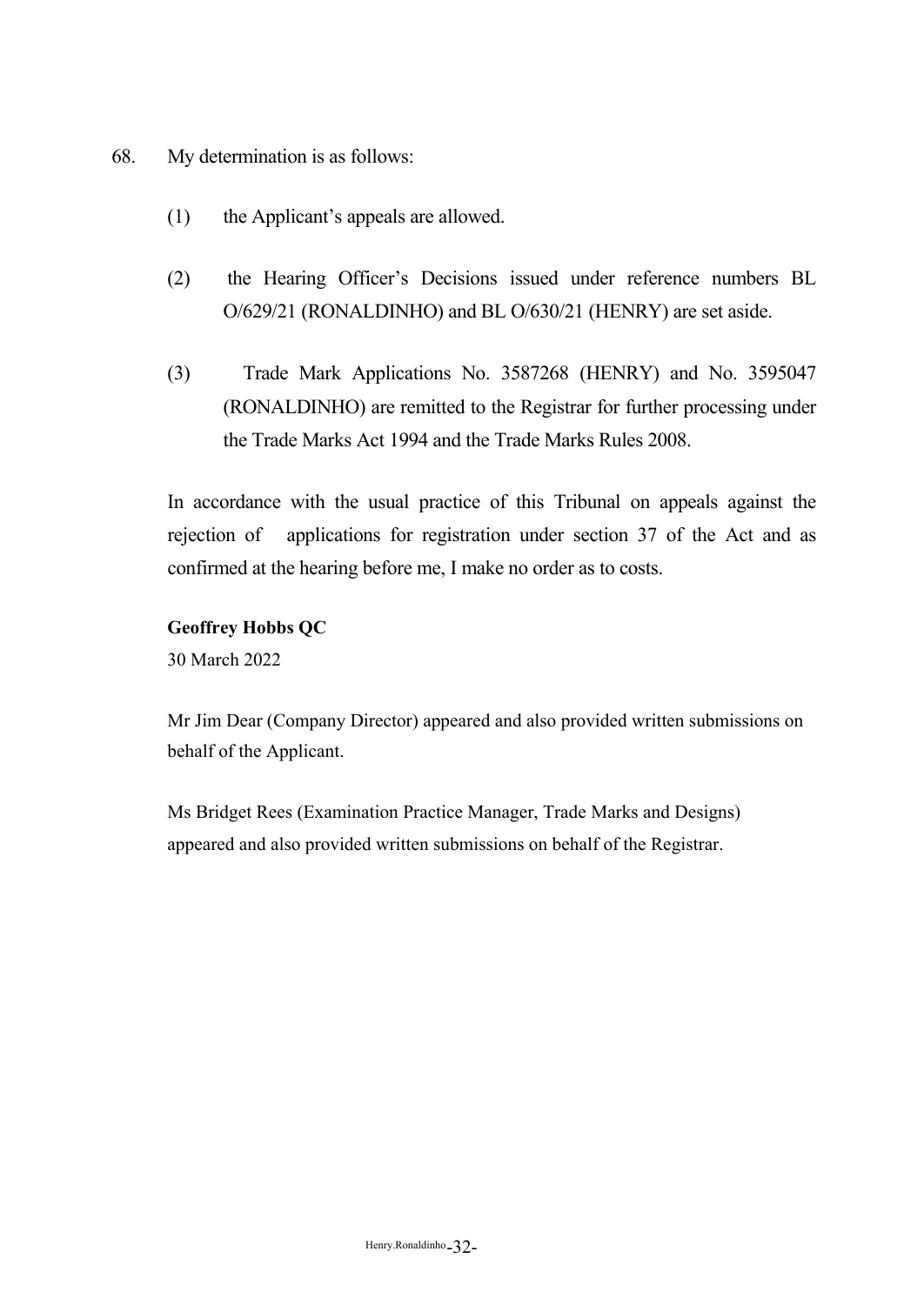68. My determination is as follows:

    (1) the Applicant's appeals are allowed.

    (2) the Hearing Officer's Decisions issued under reference numbers BL O/629/21 (RONALDINHO) and BL O/630/21 (HENRY) are set aside.

    (3) Trade Mark Applications No. 3587268 (HENRY) and No. 3595047 (RONALDINHO) are remitted to the Registrar for further processing under the Trade Marks Act 1994 and the Trade Marks Rules 2008.

    In accordance with the usual practice of this Tribunal on appeals against the rejection of applications for registration under section 37 of the Act and as confirmed at the hearing before me, I make no order as to costs.

**Geoffrey Hobbs QC**
30 March 2022

Mr Jim Dear (Company Director) appeared and also provided written submissions on behalf of the Applicant.

Ms Bridget Rees (Examination Practice Manager, Trade Marks and Designs) appeared and also provided written submissions on behalf of the Registrar.